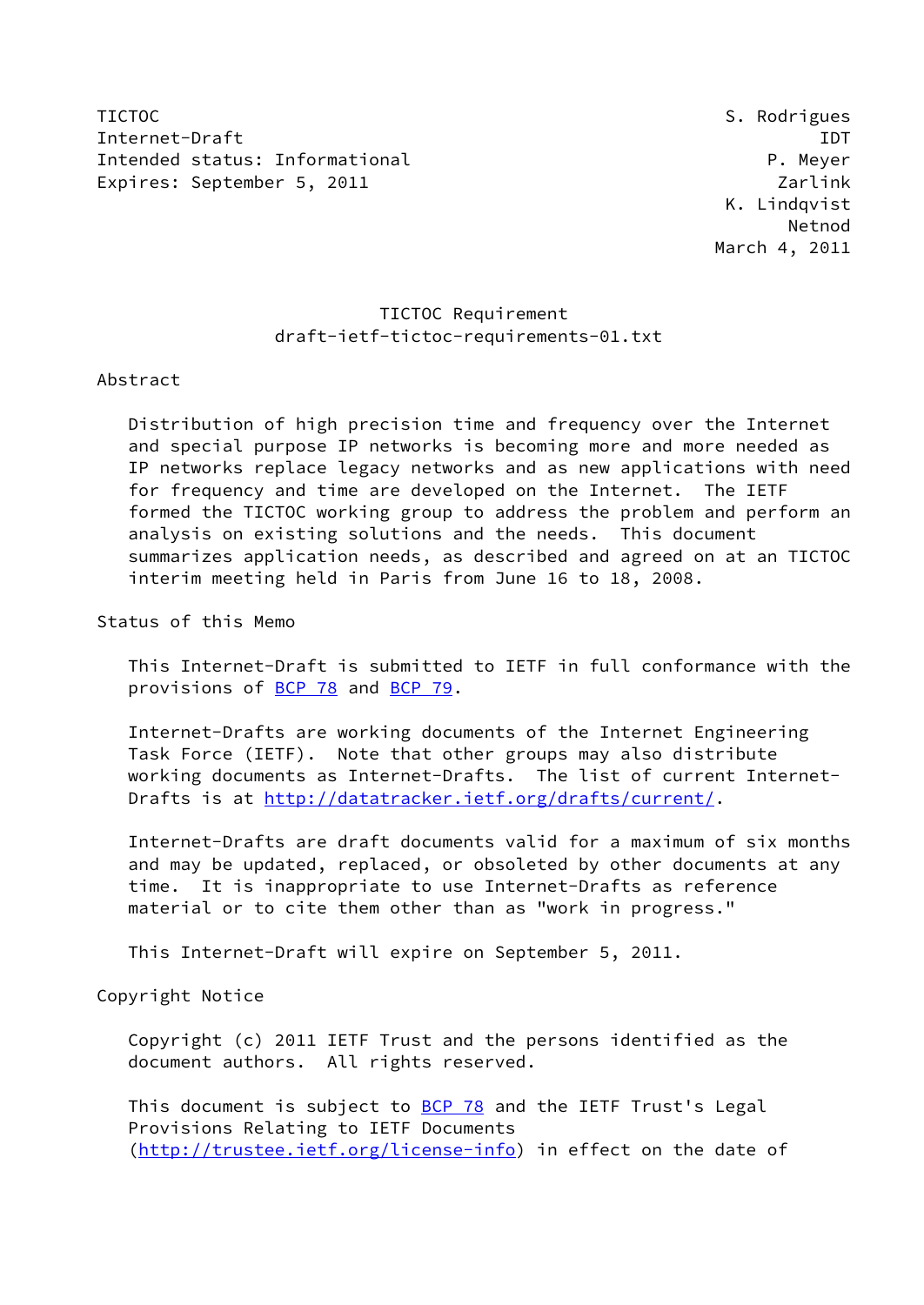TICTOC S. Rodrigues
Internet-Draft IDT
Intended status: Informational P. Meyer
Expires: September 5, 2011 Zarlink
K. Lindqvist
Netnod
March 4, 2011

# TICTOC Requirement
## draft-ietf-tictoc-requirements-01.txt

## Abstract

Distribution of high precision time and frequency over the Internet and special purpose IP networks is becoming more and more needed as IP networks replace legacy networks and as new applications with need for frequency and time are developed on the Internet. The IETF formed the TICTOC working group to address the problem and perform an analysis on existing solutions and the needs. This document summarizes application needs, as described and agreed on at an TICTOC interim meeting held in Paris from June 16 to 18, 2008.

## Status of this Memo

This Internet-Draft is submitted to IETF in full conformance with the provisions of BCP 78 and BCP 79.

Internet-Drafts are working documents of the Internet Engineering Task Force (IETF). Note that other groups may also distribute working documents as Internet-Drafts. The list of current Internet-Drafts is at http://datatracker.ietf.org/drafts/current/.

Internet-Drafts are draft documents valid for a maximum of six months and may be updated, replaced, or obsoleted by other documents at any time. It is inappropriate to use Internet-Drafts as reference material or to cite them other than as "work in progress."

This Internet-Draft will expire on September 5, 2011.

## Copyright Notice

Copyright (c) 2011 IETF Trust and the persons identified as the document authors. All rights reserved.

This document is subject to BCP 78 and the IETF Trust's Legal Provisions Relating to IETF Documents (http://trustee.ietf.org/license-info) in effect on the date of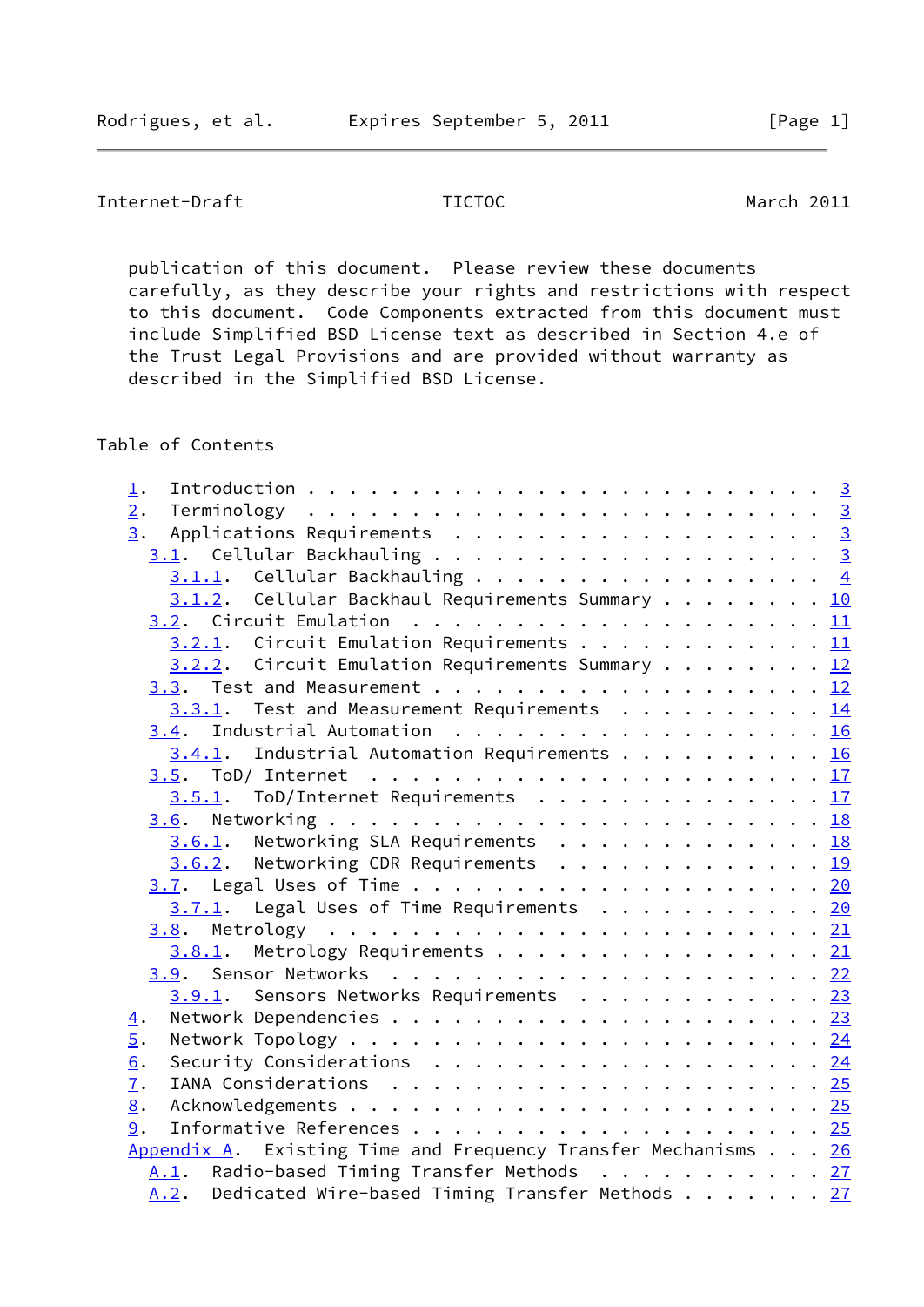publication of this document. Please review these documents carefully, as they describe your rights and restrictions with respect to this document. Code Components extracted from this document must include Simplified BSD License text as described in Section 4.e of the Trust Legal Provisions and are provided without warranty as described in the Simplified BSD License.

Table of Contents

```
   1.  Introduction . . . . . . . . . . . . . . . . . . . . . . . . .  3
   2.  Terminology  . . . . . . . . . . . . . . . . . . . . . . . . .  3
   3.  Applications Requirements  . . . . . . . . . . . . . . . . . .  3
     3.1.  Cellular Backhauling . . . . . . . . . . . . . . . . . . .  3
       3.1.1.  Cellular Backhauling . . . . . . . . . . . . . . . . .  4
       3.1.2.  Cellular Backhaul Requirements Summary . . . . . . . . 10
     3.2.  Circuit Emulation  . . . . . . . . . . . . . . . . . . . . 11
       3.2.1.  Circuit Emulation Requirements . . . . . . . . . . . . 11
       3.2.2.  Circuit Emulation Requirements Summary . . . . . . . . 12
     3.3.  Test and Measurement . . . . . . . . . . . . . . . . . . . 12
       3.3.1.  Test and Measurement Requirements  . . . . . . . . . . 14
     3.4.  Industrial Automation  . . . . . . . . . . . . . . . . . . 16
       3.4.1.  Industrial Automation Requirements . . . . . . . . . . 16
     3.5.  ToD/ Internet  . . . . . . . . . . . . . . . . . . . . . . 17
       3.5.1.  ToD/Internet Requirements  . . . . . . . . . . . . . . 17
     3.6.  Networking . . . . . . . . . . . . . . . . . . . . . . . . 18
       3.6.1.  Networking SLA Requirements  . . . . . . . . . . . . . 18
       3.6.2.  Networking CDR Requirements  . . . . . . . . . . . . . 19
     3.7.  Legal Uses of Time . . . . . . . . . . . . . . . . . . . . 20
       3.7.1.  Legal Uses of Time Requirements  . . . . . . . . . . . 20
     3.8.  Metrology  . . . . . . . . . . . . . . . . . . . . . . . . 21
       3.8.1.  Metrology Requirements . . . . . . . . . . . . . . . . 21
     3.9.  Sensor Networks  . . . . . . . . . . . . . . . . . . . . . 22
       3.9.1.  Sensors Networks Requirements  . . . . . . . . . . . . 23
   4.  Network Dependencies . . . . . . . . . . . . . . . . . . . . . 23
   5.  Network Topology . . . . . . . . . . . . . . . . . . . . . . . 24
   6.  Security Considerations  . . . . . . . . . . . . . . . . . . . 24
   7.  IANA Considerations  . . . . . . . . . . . . . . . . . . . . . 25
   8.  Acknowledgements . . . . . . . . . . . . . . . . . . . . . . . 25
   9.  Informative References . . . . . . . . . . . . . . . . . . . . 25
   Appendix A.  Existing Time and Frequency Transfer Mechanisms . . . 26
     A.1.  Radio-based Timing Transfer Methods  . . . . . . . . . . . 27
     A.2.  Dedicated Wire-based Timing Transfer Methods . . . . . . . 27
```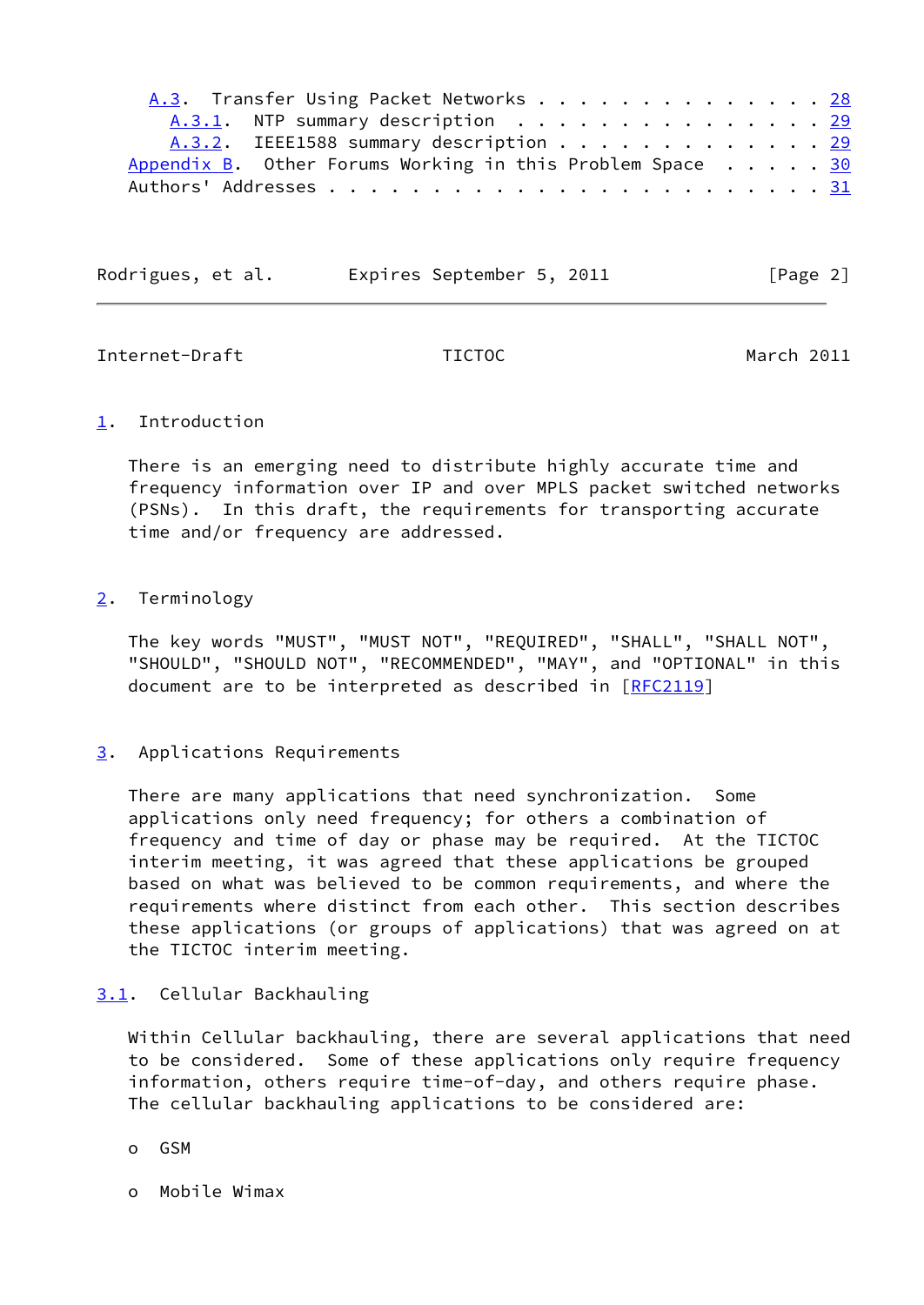A.3. Transfer Using Packet Networks . . . . . . . . . . . . . . 28
A.3.1. NTP summary description . . . . . . . . . . . . . . . 29
A.3.2. IEEE1588 summary description . . . . . . . . . . . . . 29
Appendix B. Other Forums Working in this Problem Space . . . . . 30
Authors' Addresses . . . . . . . . . . . . . . . . . . . . . . . . 31

## 1. Introduction

There is an emerging need to distribute highly accurate time and frequency information over IP and over MPLS packet switched networks (PSNs). In this draft, the requirements for transporting accurate time and/or frequency are addressed.

## 2. Terminology

The key words "MUST", "MUST NOT", "REQUIRED", "SHALL", "SHALL NOT", "SHOULD", "SHOULD NOT", "RECOMMENDED", "MAY", and "OPTIONAL" in this document are to be interpreted as described in [RFC2119]

## 3. Applications Requirements

There are many applications that need synchronization. Some applications only need frequency; for others a combination of frequency and time of day or phase may be required. At the TICTOC interim meeting, it was agreed that these applications be grouped based on what was believed to be common requirements, and where the requirements where distinct from each other. This section describes these applications (or groups of applications) that was agreed on at the TICTOC interim meeting.

### 3.1. Cellular Backhauling

Within Cellular backhauling, there are several applications that need to be considered. Some of these applications only require frequency information, others require time-of-day, and others require phase. The cellular backhauling applications to be considered are:

- GSM
- Mobile Wimax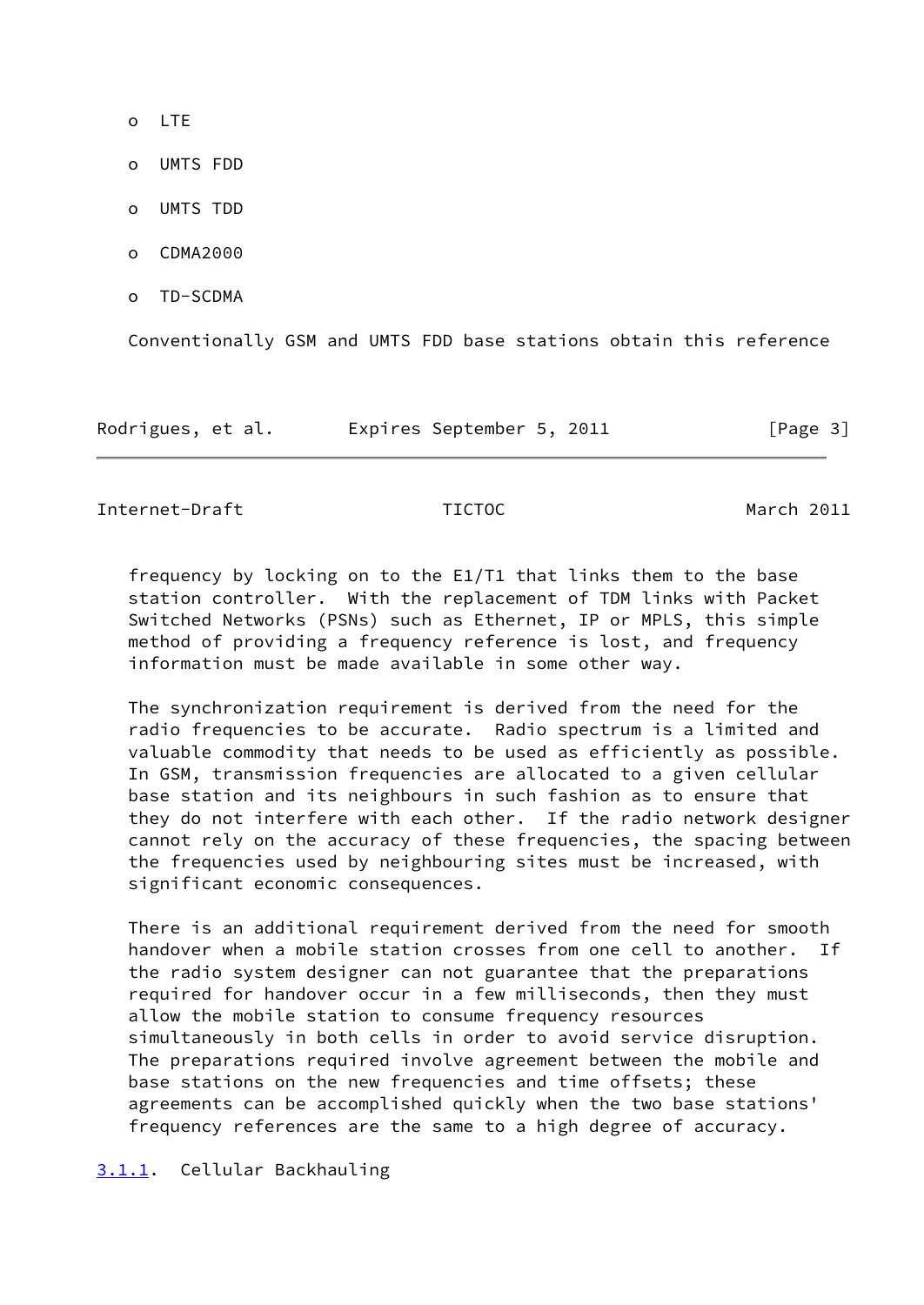- LTE
- UMTS FDD
- UMTS TDD
- CDMA2000
- TD-SCDMA

Conventionally GSM and UMTS FDD base stations obtain this reference frequency by locking on to the E1/T1 that links them to the base station controller. With the replacement of TDM links with Packet Switched Networks (PSNs) such as Ethernet, IP or MPLS, this simple method of providing a frequency reference is lost, and frequency information must be made available in some other way.

The synchronization requirement is derived from the need for the radio frequencies to be accurate. Radio spectrum is a limited and valuable commodity that needs to be used as efficiently as possible. In GSM, transmission frequencies are allocated to a given cellular base station and its neighbours in such fashion as to ensure that they do not interfere with each other. If the radio network designer cannot rely on the accuracy of these frequencies, the spacing between the frequencies used by neighbouring sites must be increased, with significant economic consequences.

There is an additional requirement derived from the need for smooth handover when a mobile station crosses from one cell to another. If the radio system designer can not guarantee that the preparations required for handover occur in a few milliseconds, then they must allow the mobile station to consume frequency resources simultaneously in both cells in order to avoid service disruption. The preparations required involve agreement between the mobile and base stations on the new frequencies and time offsets; these agreements can be accomplished quickly when the two base stations' frequency references are the same to a high degree of accuracy.

#### 3.1.1. Cellular Backhauling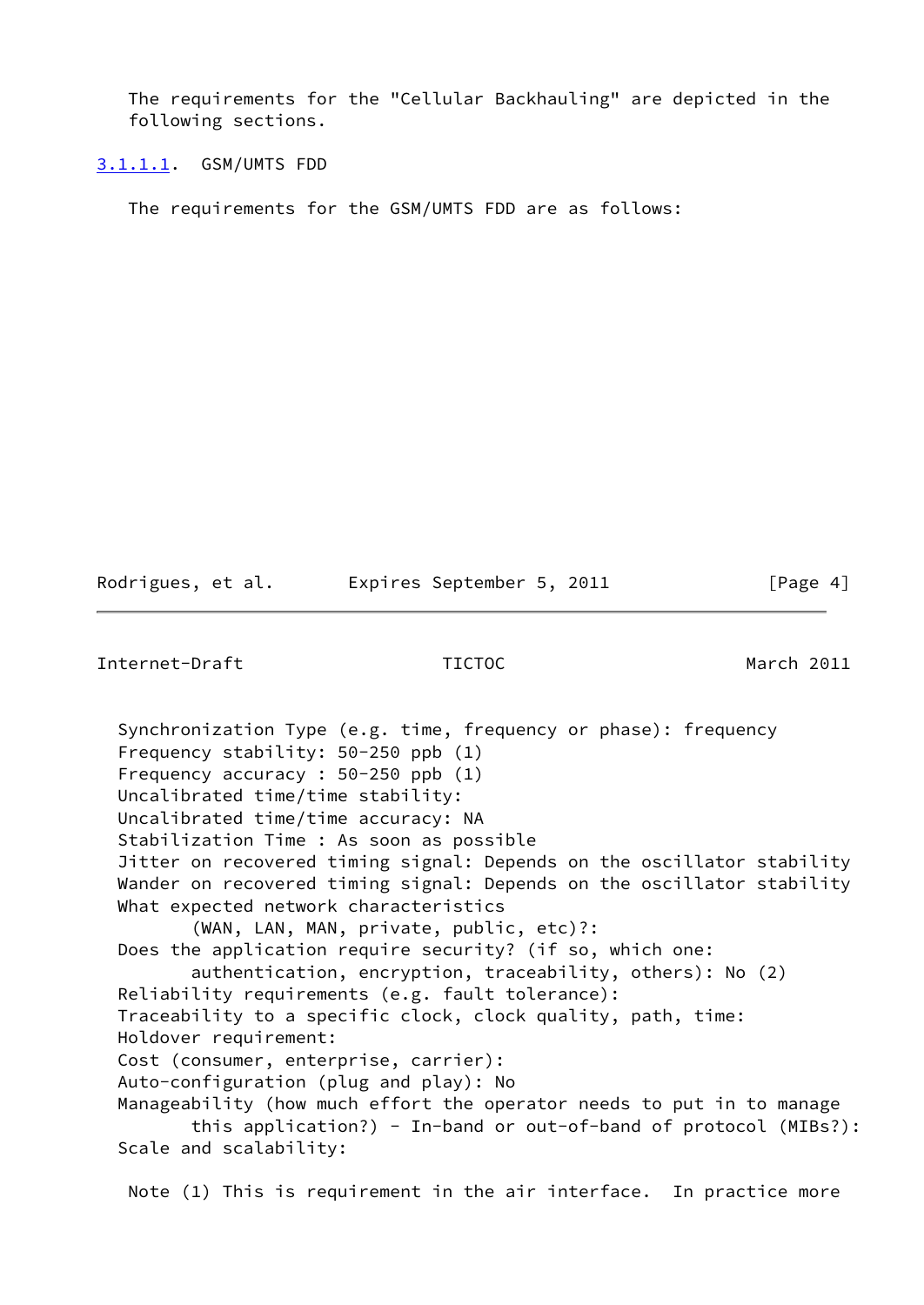The requirements for the "Cellular Backhauling" are depicted in the following sections.

#### 3.1.1.1. GSM/UMTS FDD

The requirements for the GSM/UMTS FDD are as follows:

```
Synchronization Type (e.g. time, frequency or phase): frequency
Frequency stability: 50-250 ppb (1)
Frequency accuracy : 50-250 ppb (1)
Uncalibrated time/time stability:
Uncalibrated time/time accuracy: NA
Stabilization Time : As soon as possible
Jitter on recovered timing signal: Depends on the oscillator stability
Wander on recovered timing signal: Depends on the oscillator stability
What expected network characteristics
       (WAN, LAN, MAN, private, public, etc)?:
Does the application require security? (if so, which one:
       authentication, encryption, traceability, others): No (2)
Reliability requirements (e.g. fault tolerance):
Traceability to a specific clock, clock quality, path, time:
Holdover requirement:
Cost (consumer, enterprise, carrier):
Auto-configuration (plug and play): No
Manageability (how much effort the operator needs to put in to manage
       this application?) - In-band or out-of-band of protocol (MIBs?):
Scale and scalability:
```

Note (1) This is requirement in the air interface. In practice more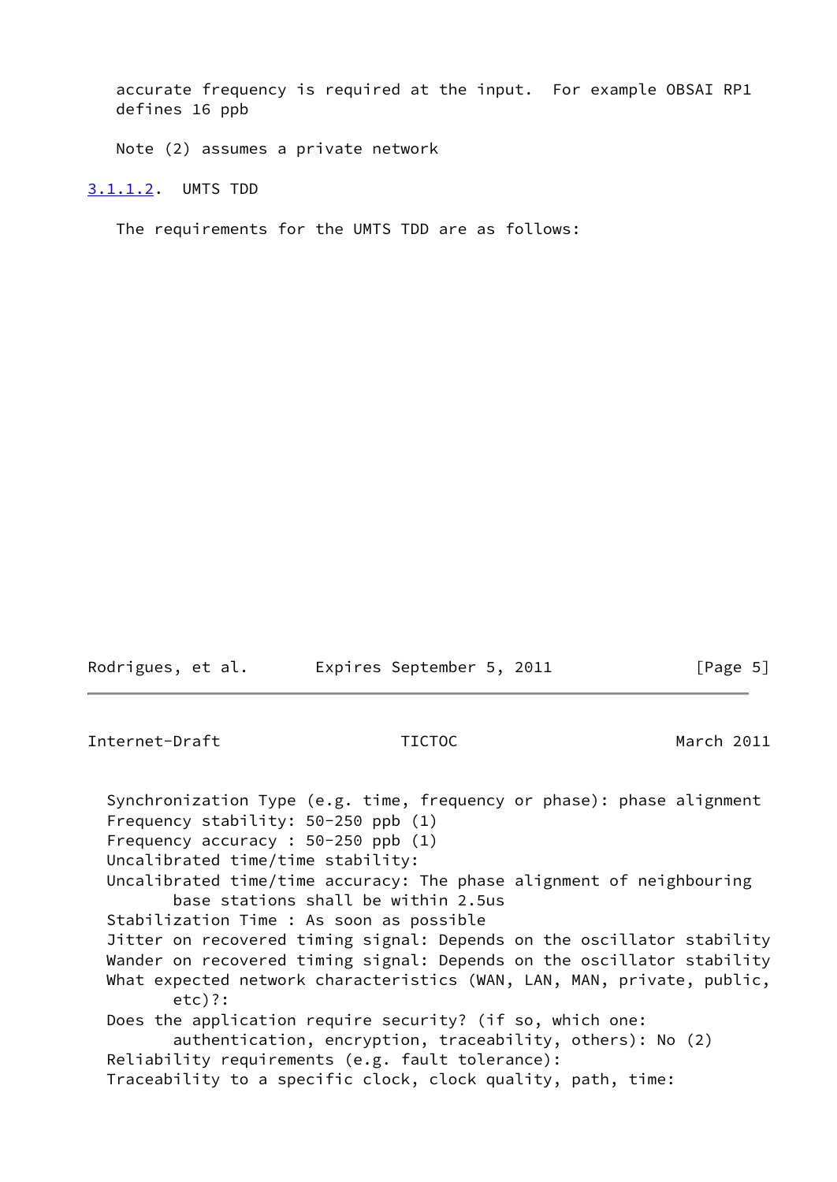accurate frequency is required at the input. For example OBSAI RP1 defines 16 ppb

Note (2) assumes a private network

#### 3.1.1.2. UMTS TDD

The requirements for the UMTS TDD are as follows:

Synchronization Type (e.g. time, frequency or phase): phase alignment
Frequency stability: 50-250 ppb (1)
Frequency accuracy : 50-250 ppb (1)
Uncalibrated time/time stability:
Uncalibrated time/time accuracy: The phase alignment of neighbouring base stations shall be within 2.5us
Stabilization Time : As soon as possible
Jitter on recovered timing signal: Depends on the oscillator stability
Wander on recovered timing signal: Depends on the oscillator stability
What expected network characteristics (WAN, LAN, MAN, private, public, etc)?:
Does the application require security? (if so, which one: authentication, encryption, traceability, others): No (2)
Reliability requirements (e.g. fault tolerance):
Traceability to a specific clock, clock quality, path, time: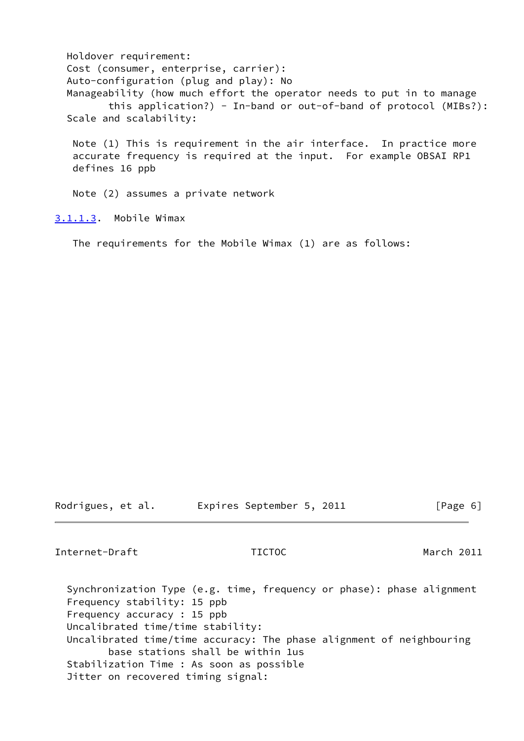Holdover requirement:
Cost (consumer, enterprise, carrier):
Auto-configuration (plug and play): No
Manageability (how much effort the operator needs to put in to manage this application?) - In-band or out-of-band of protocol (MIBs?):
Scale and scalability:

Note (1) This is requirement in the air interface. In practice more accurate frequency is required at the input. For example OBSAI RP1 defines 16 ppb

Note (2) assumes a private network

#### 3.1.1.3. Mobile Wimax

The requirements for the Mobile Wimax (1) are as follows:

Synchronization Type (e.g. time, frequency or phase): phase alignment
Frequency stability: 15 ppb
Frequency accuracy : 15 ppb
Uncalibrated time/time stability:
Uncalibrated time/time accuracy: The phase alignment of neighbouring base stations shall be within 1us
Stabilization Time : As soon as possible
Jitter on recovered timing signal: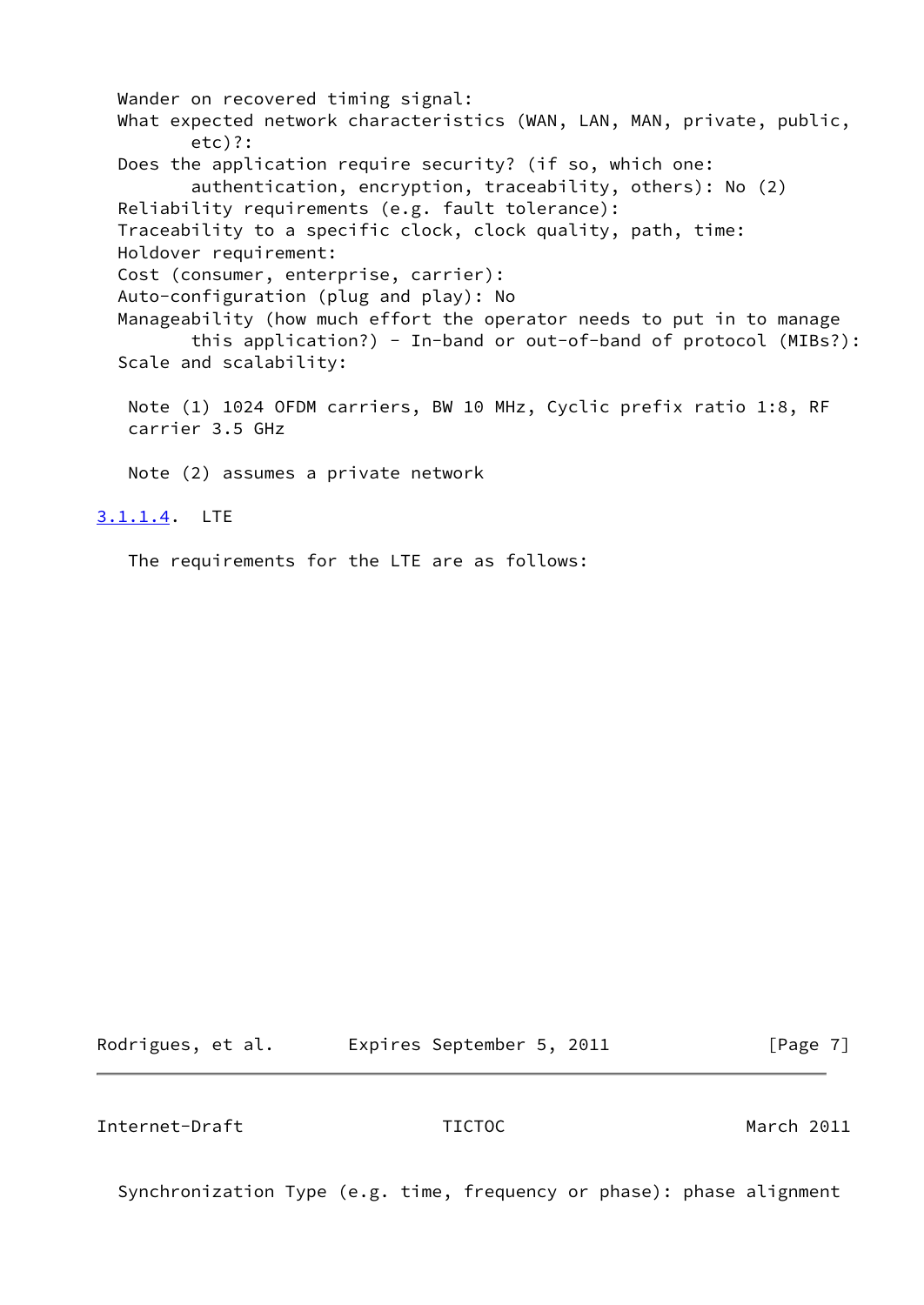Wander on recovered timing signal:
What expected network characteristics (WAN, LAN, MAN, private, public, etc)?:
Does the application require security? (if so, which one: authentication, encryption, traceability, others): No (2)
Reliability requirements (e.g. fault tolerance):
Traceability to a specific clock, clock quality, path, time:
Holdover requirement:
Cost (consumer, enterprise, carrier):
Auto-configuration (plug and play): No
Manageability (how much effort the operator needs to put in to manage this application?) - In-band or out-of-band of protocol (MIBs?):
Scale and scalability:

Note (1) 1024 OFDM carriers, BW 10 MHz, Cyclic prefix ratio 1:8, RF carrier 3.5 GHz

Note (2) assumes a private network

#### 3.1.1.4. LTE

The requirements for the LTE are as follows:

Synchronization Type (e.g. time, frequency or phase): phase alignment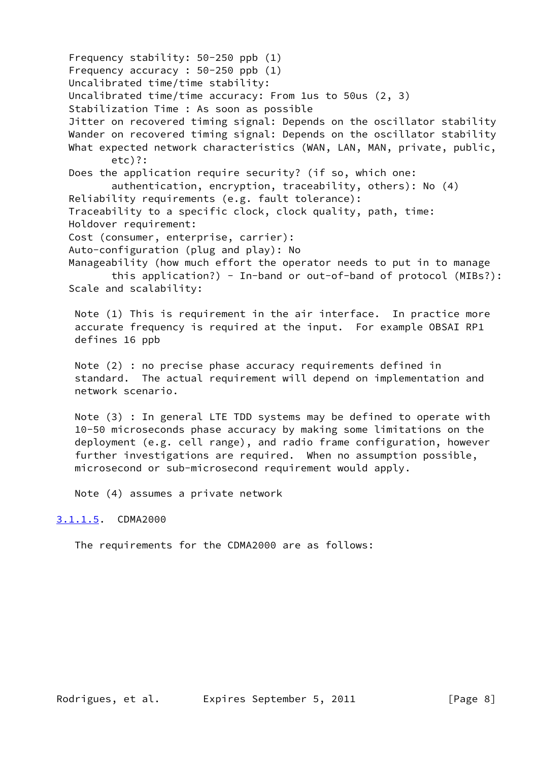Frequency stability: 50-250 ppb (1)
Frequency accuracy : 50-250 ppb (1)
Uncalibrated time/time stability:
Uncalibrated time/time accuracy: From 1us to 50us (2, 3)
Stabilization Time : As soon as possible
Jitter on recovered timing signal: Depends on the oscillator stability
Wander on recovered timing signal: Depends on the oscillator stability
What expected network characteristics (WAN, LAN, MAN, private, public, etc)?:
Does the application require security? (if so, which one: authentication, encryption, traceability, others): No (4)
Reliability requirements (e.g. fault tolerance):
Traceability to a specific clock, clock quality, path, time:
Holdover requirement:
Cost (consumer, enterprise, carrier):
Auto-configuration (plug and play): No
Manageability (how much effort the operator needs to put in to manage this application?) - In-band or out-of-band of protocol (MIBs?):
Scale and scalability:

Note (1) This is requirement in the air interface. In practice more accurate frequency is required at the input. For example OBSAI RP1 defines 16 ppb

Note (2) : no precise phase accuracy requirements defined in standard. The actual requirement will depend on implementation and network scenario.

Note (3) : In general LTE TDD systems may be defined to operate with 10-50 microseconds phase accuracy by making some limitations on the deployment (e.g. cell range), and radio frame configuration, however further investigations are required. When no assumption possible, microsecond or sub-microsecond requirement would apply.

Note (4) assumes a private network

#### 3.1.1.5. CDMA2000

The requirements for the CDMA2000 are as follows: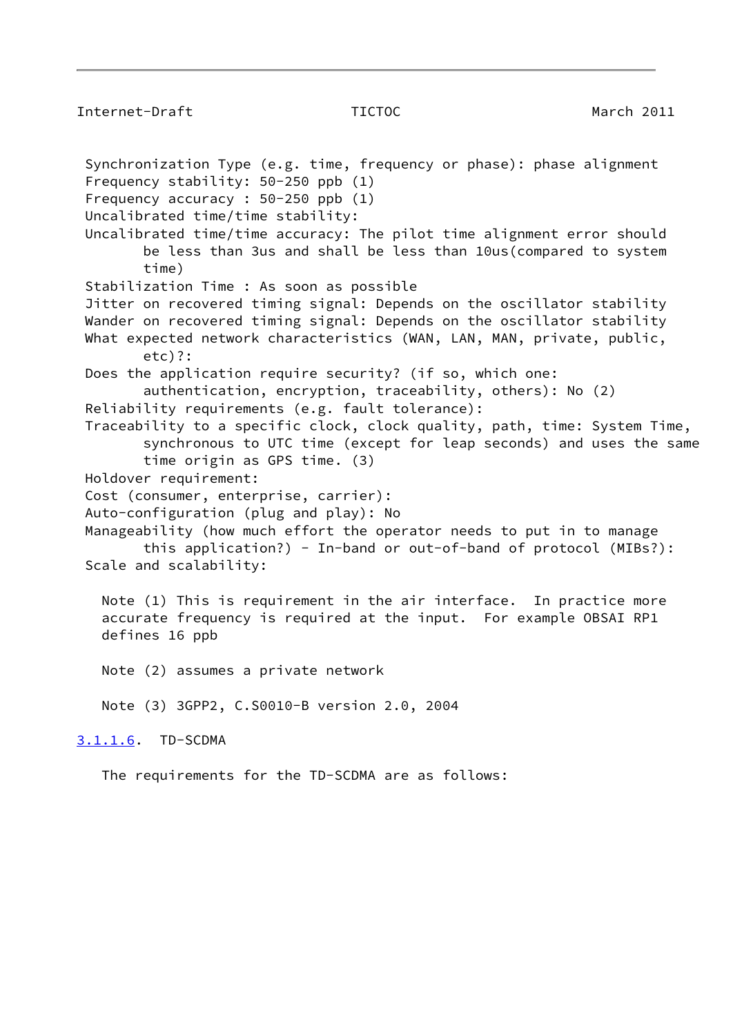Synchronization Type (e.g. time, frequency or phase): phase alignment
Frequency stability: 50-250 ppb (1)
Frequency accuracy : 50-250 ppb (1)
Uncalibrated time/time stability:
Uncalibrated time/time accuracy: The pilot time alignment error should be less than 3us and shall be less than 10us(compared to system time)
Stabilization Time : As soon as possible
Jitter on recovered timing signal: Depends on the oscillator stability
Wander on recovered timing signal: Depends on the oscillator stability
What expected network characteristics (WAN, LAN, MAN, private, public, etc)?:
Does the application require security? (if so, which one: authentication, encryption, traceability, others): No (2)
Reliability requirements (e.g. fault tolerance):
Traceability to a specific clock, clock quality, path, time: System Time, synchronous to UTC time (except for leap seconds) and uses the same time origin as GPS time. (3)
Holdover requirement:
Cost (consumer, enterprise, carrier):
Auto-configuration (plug and play): No
Manageability (how much effort the operator needs to put in to manage this application?) - In-band or out-of-band of protocol (MIBs?):
Scale and scalability:

Note (1) This is requirement in the air interface. In practice more accurate frequency is required at the input. For example OBSAI RP1 defines 16 ppb

Note (2) assumes a private network

Note (3) 3GPP2, C.S0010-B version 2.0, 2004

#### 3.1.1.6. TD-SCDMA

The requirements for the TD-SCDMA are as follows: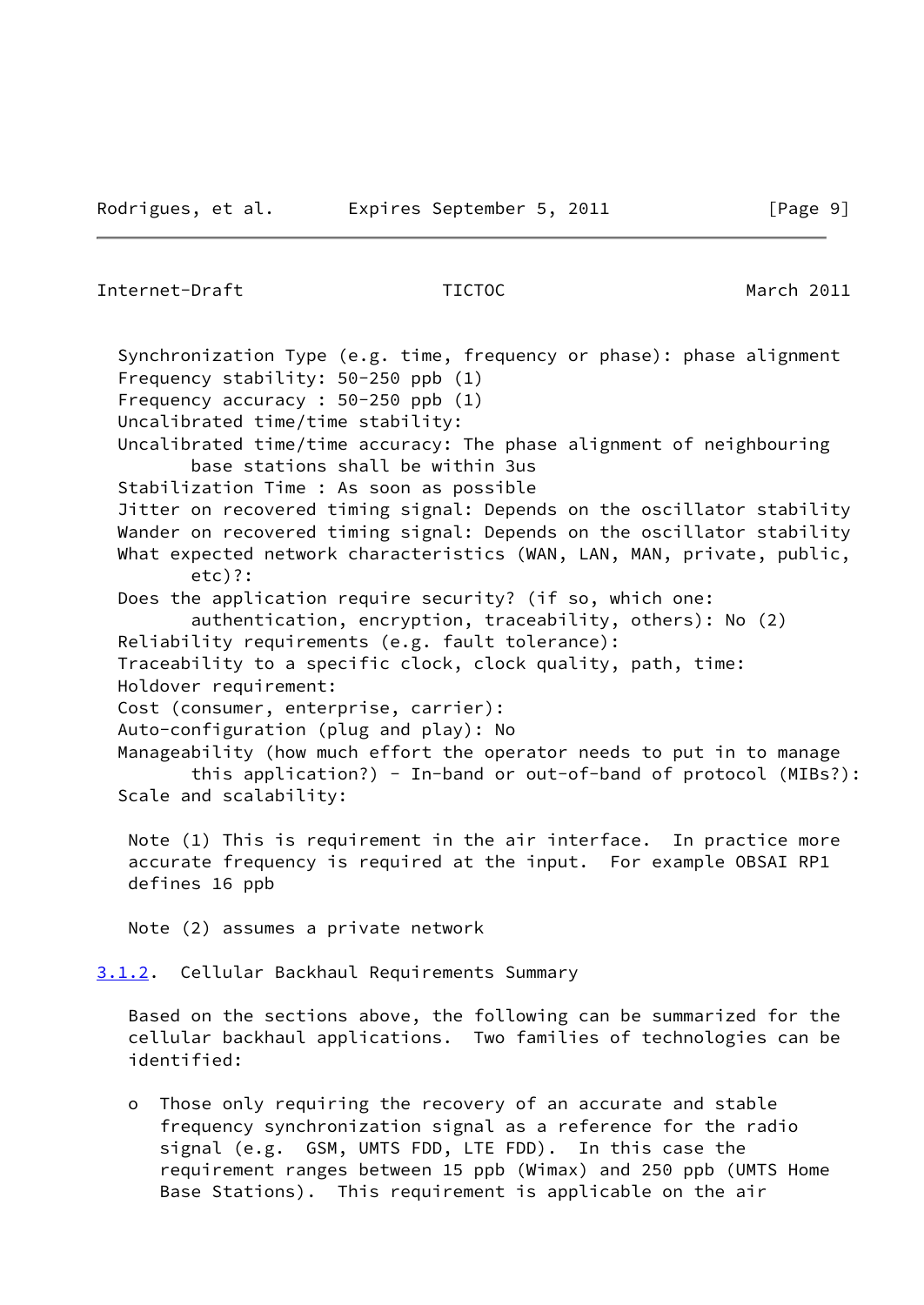Synchronization Type (e.g. time, frequency or phase): phase alignment
Frequency stability: 50-250 ppb (1)
Frequency accuracy : 50-250 ppb (1)
Uncalibrated time/time stability:
Uncalibrated time/time accuracy: The phase alignment of neighbouring base stations shall be within 3us
Stabilization Time : As soon as possible
Jitter on recovered timing signal: Depends on the oscillator stability
Wander on recovered timing signal: Depends on the oscillator stability
What expected network characteristics (WAN, LAN, MAN, private, public, etc)?:
Does the application require security? (if so, which one: authentication, encryption, traceability, others): No (2)
Reliability requirements (e.g. fault tolerance):
Traceability to a specific clock, clock quality, path, time:
Holdover requirement:
Cost (consumer, enterprise, carrier):
Auto-configuration (plug and play): No
Manageability (how much effort the operator needs to put in to manage this application?) - In-band or out-of-band of protocol (MIBs?):
Scale and scalability:

Note (1) This is requirement in the air interface. In practice more accurate frequency is required at the input. For example OBSAI RP1 defines 16 ppb

Note (2) assumes a private network

### 3.1.2. Cellular Backhaul Requirements Summary

Based on the sections above, the following can be summarized for the cellular backhaul applications. Two families of technologies can be identified:

- Those only requiring the recovery of an accurate and stable frequency synchronization signal as a reference for the radio signal (e.g. GSM, UMTS FDD, LTE FDD). In this case the requirement ranges between 15 ppb (Wimax) and 250 ppb (UMTS Home Base Stations). This requirement is applicable on the air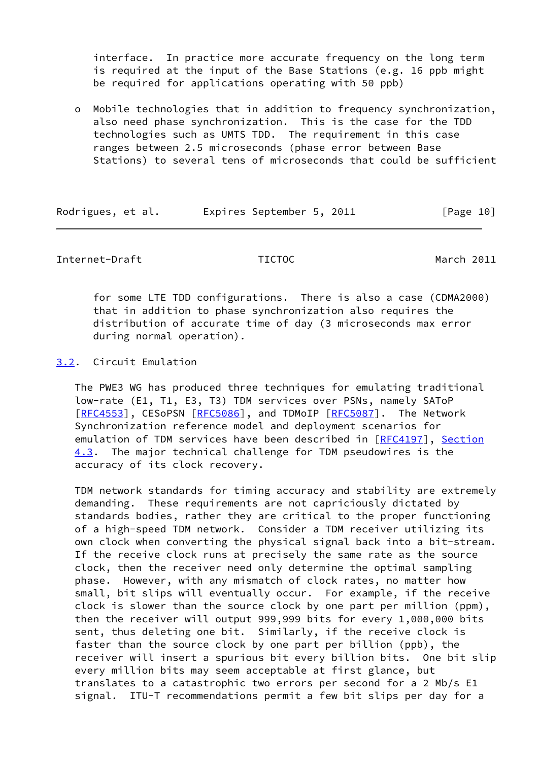interface. In practice more accurate frequency on the long term is required at the input of the Base Stations (e.g. 16 ppb might be required for applications operating with 50 ppb)

- Mobile technologies that in addition to frequency synchronization, also need phase synchronization. This is the case for the TDD technologies such as UMTS TDD. The requirement in this case ranges between 2.5 microseconds (phase error between Base Stations) to several tens of microseconds that could be sufficient for some LTE TDD configurations. There is also a case (CDMA2000) that in addition to phase synchronization also requires the distribution of accurate time of day (3 microseconds max error during normal operation).

## 3.2. Circuit Emulation

The PWE3 WG has produced three techniques for emulating traditional low-rate (E1, T1, E3, T3) TDM services over PSNs, namely SAToP [RFC4553], CESoPSN [RFC5086], and TDMoIP [RFC5087]. The Network Synchronization reference model and deployment scenarios for emulation of TDM services have been described in [RFC4197], Section 4.3. The major technical challenge for TDM pseudowires is the accuracy of its clock recovery.

TDM network standards for timing accuracy and stability are extremely demanding. These requirements are not capriciously dictated by standards bodies, rather they are critical to the proper functioning of a high-speed TDM network. Consider a TDM receiver utilizing its own clock when converting the physical signal back into a bit-stream. If the receive clock runs at precisely the same rate as the source clock, then the receiver need only determine the optimal sampling phase. However, with any mismatch of clock rates, no matter how small, bit slips will eventually occur. For example, if the receive clock is slower than the source clock by one part per million (ppm), then the receiver will output 999,999 bits for every 1,000,000 bits sent, thus deleting one bit. Similarly, if the receive clock is faster than the source clock by one part per billion (ppb), the receiver will insert a spurious bit every billion bits. One bit slip every million bits may seem acceptable at first glance, but translates to a catastrophic two errors per second for a 2 Mb/s E1 signal. ITU-T recommendations permit a few bit slips per day for a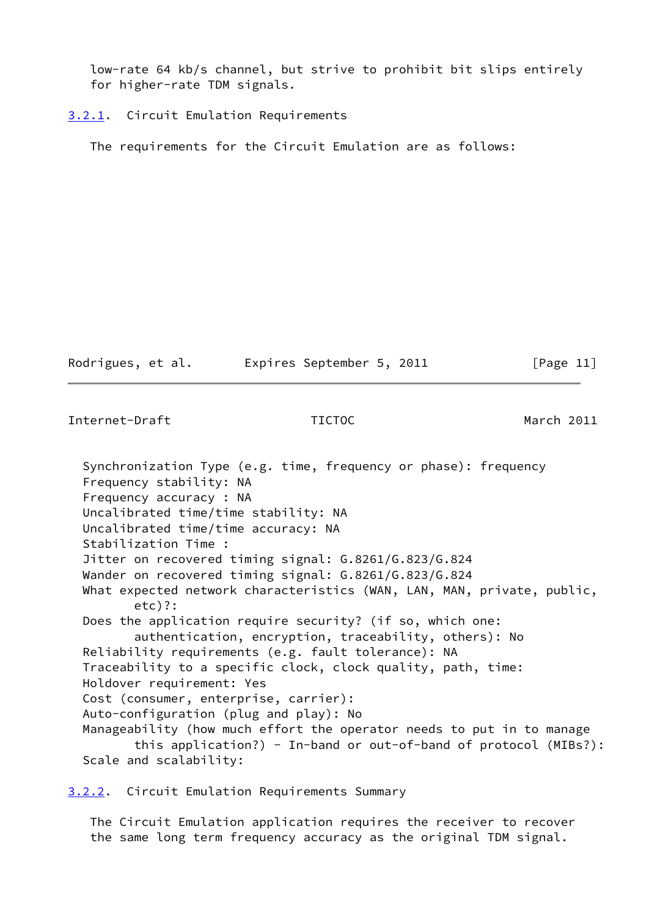low-rate 64 kb/s channel, but strive to prohibit bit slips entirely for higher-rate TDM signals.

### 3.2.1. Circuit Emulation Requirements

The requirements for the Circuit Emulation are as follows:

- Synchronization Type (e.g. time, frequency or phase): frequency
- Frequency stability: NA
- Frequency accuracy : NA
- Uncalibrated time/time stability: NA
- Uncalibrated time/time accuracy: NA
- Stabilization Time :
- Jitter on recovered timing signal: G.8261/G.823/G.824
- Wander on recovered timing signal: G.8261/G.823/G.824
- What expected network characteristics (WAN, LAN, MAN, private, public, etc)?:
- Does the application require security? (if so, which one: authentication, encryption, traceability, others): No
- Reliability requirements (e.g. fault tolerance): NA
- Traceability to a specific clock, clock quality, path, time:
- Holdover requirement: Yes
- Cost (consumer, enterprise, carrier):
- Auto-configuration (plug and play): No
- Manageability (how much effort the operator needs to put in to manage this application?) - In-band or out-of-band of protocol (MIBs?):
- Scale and scalability:

### 3.2.2. Circuit Emulation Requirements Summary

The Circuit Emulation application requires the receiver to recover the same long term frequency accuracy as the original TDM signal.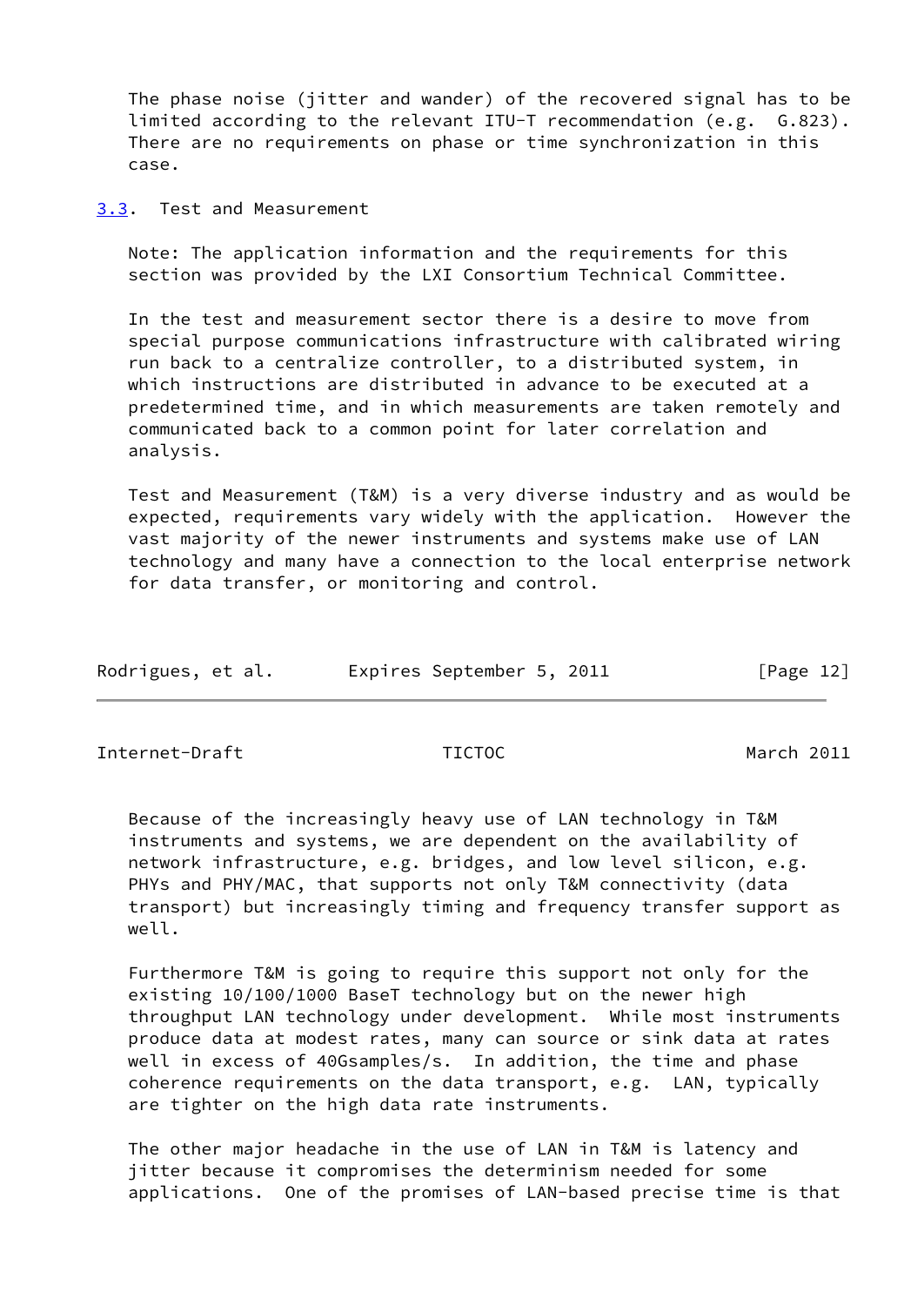The phase noise (jitter and wander) of the recovered signal has to be limited according to the relevant ITU-T recommendation (e.g. G.823). There are no requirements on phase or time synchronization in this case.

### 3.3. Test and Measurement

Note: The application information and the requirements for this section was provided by the LXI Consortium Technical Committee.

In the test and measurement sector there is a desire to move from special purpose communications infrastructure with calibrated wiring run back to a centralize controller, to a distributed system, in which instructions are distributed in advance to be executed at a predetermined time, and in which measurements are taken remotely and communicated back to a common point for later correlation and analysis.

Test and Measurement (T&M) is a very diverse industry and as would be expected, requirements vary widely with the application. However the vast majority of the newer instruments and systems make use of LAN technology and many have a connection to the local enterprise network for data transfer, or monitoring and control.

Because of the increasingly heavy use of LAN technology in T&M instruments and systems, we are dependent on the availability of network infrastructure, e.g. bridges, and low level silicon, e.g. PHYs and PHY/MAC, that supports not only T&M connectivity (data transport) but increasingly timing and frequency transfer support as well.

Furthermore T&M is going to require this support not only for the existing 10/100/1000 BaseT technology but on the newer high throughput LAN technology under development. While most instruments produce data at modest rates, many can source or sink data at rates well in excess of 40Gsamples/s. In addition, the time and phase coherence requirements on the data transport, e.g. LAN, typically are tighter on the high data rate instruments.

The other major headache in the use of LAN in T&M is latency and jitter because it compromises the determinism needed for some applications. One of the promises of LAN-based precise time is that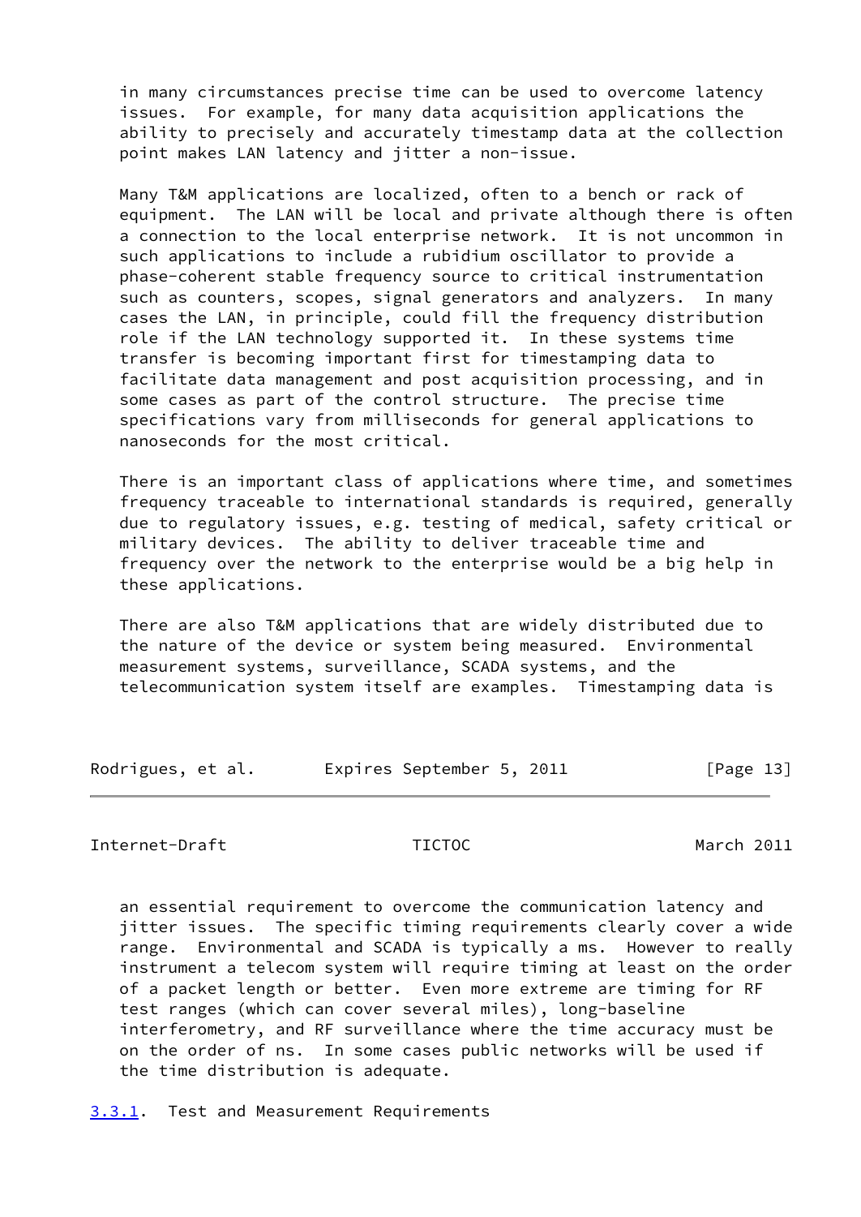in many circumstances precise time can be used to overcome latency issues. For example, for many data acquisition applications the ability to precisely and accurately timestamp data at the collection point makes LAN latency and jitter a non-issue.

Many T&M applications are localized, often to a bench or rack of equipment. The LAN will be local and private although there is often a connection to the local enterprise network. It is not uncommon in such applications to include a rubidium oscillator to provide a phase-coherent stable frequency source to critical instrumentation such as counters, scopes, signal generators and analyzers. In many cases the LAN, in principle, could fill the frequency distribution role if the LAN technology supported it. In these systems time transfer is becoming important first for timestamping data to facilitate data management and post acquisition processing, and in some cases as part of the control structure. The precise time specifications vary from milliseconds for general applications to nanoseconds for the most critical.

There is an important class of applications where time, and sometimes frequency traceable to international standards is required, generally due to regulatory issues, e.g. testing of medical, safety critical or military devices. The ability to deliver traceable time and frequency over the network to the enterprise would be a big help in these applications.

There are also T&M applications that are widely distributed due to the nature of the device or system being measured. Environmental measurement systems, surveillance, SCADA systems, and the telecommunication system itself are examples. Timestamping data is an essential requirement to overcome the communication latency and jitter issues. The specific timing requirements clearly cover a wide range. Environmental and SCADA is typically a ms. However to really instrument a telecom system will require timing at least on the order of a packet length or better. Even more extreme are timing for RF test ranges (which can cover several miles), long-baseline interferometry, and RF surveillance where the time accuracy must be on the order of ns. In some cases public networks will be used if the time distribution is adequate.

### 3.3.1. Test and Measurement Requirements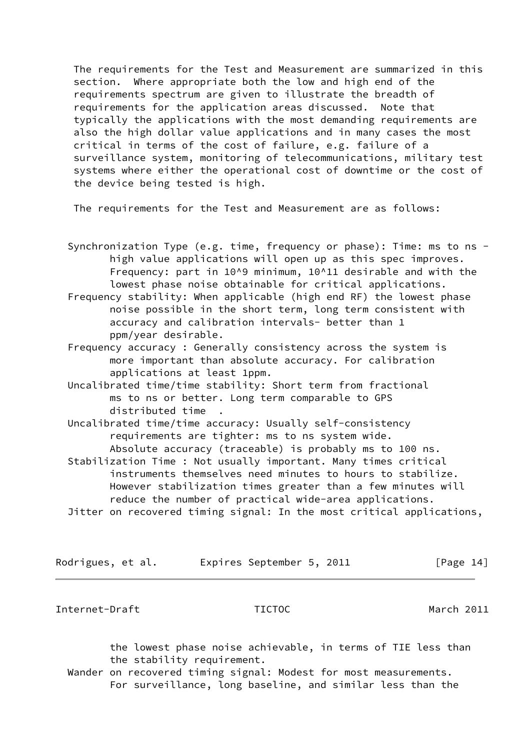The requirements for the Test and Measurement are summarized in this section. Where appropriate both the low and high end of the requirements spectrum are given to illustrate the breadth of requirements for the application areas discussed. Note that typically the applications with the most demanding requirements are also the high dollar value applications and in many cases the most critical in terms of the cost of failure, e.g. failure of a surveillance system, monitoring of telecommunications, military test systems where either the operational cost of downtime or the cost of the device being tested is high.

The requirements for the Test and Measurement are as follows:

Synchronization Type (e.g. time, frequency or phase): Time: ms to ns - high value applications will open up as this spec improves. Frequency: part in $10^9$ minimum, $10^{11}$ desirable and with the lowest phase noise obtainable for critical applications.

Frequency stability: When applicable (high end RF) the lowest phase noise possible in the short term, long term consistent with accuracy and calibration intervals- better than 1 ppm/year desirable.

Frequency accuracy : Generally consistency across the system is more important than absolute accuracy. For calibration applications at least 1ppm.

Uncalibrated time/time stability: Short term from fractional ms to ns or better. Long term comparable to GPS distributed time .

Uncalibrated time/time accuracy: Usually self-consistency requirements are tighter: ms to ns system wide. Absolute accuracy (traceable) is probably ms to 100 ns.

Stabilization Time : Not usually important. Many times critical instruments themselves need minutes to hours to stabilize. However stabilization times greater than a few minutes will reduce the number of practical wide-area applications.

Jitter on recovered timing signal: In the most critical applications, the lowest phase noise achievable, in terms of TIE less than the stability requirement.

Wander on recovered timing signal: Modest for most measurements. For surveillance, long baseline, and similar less than the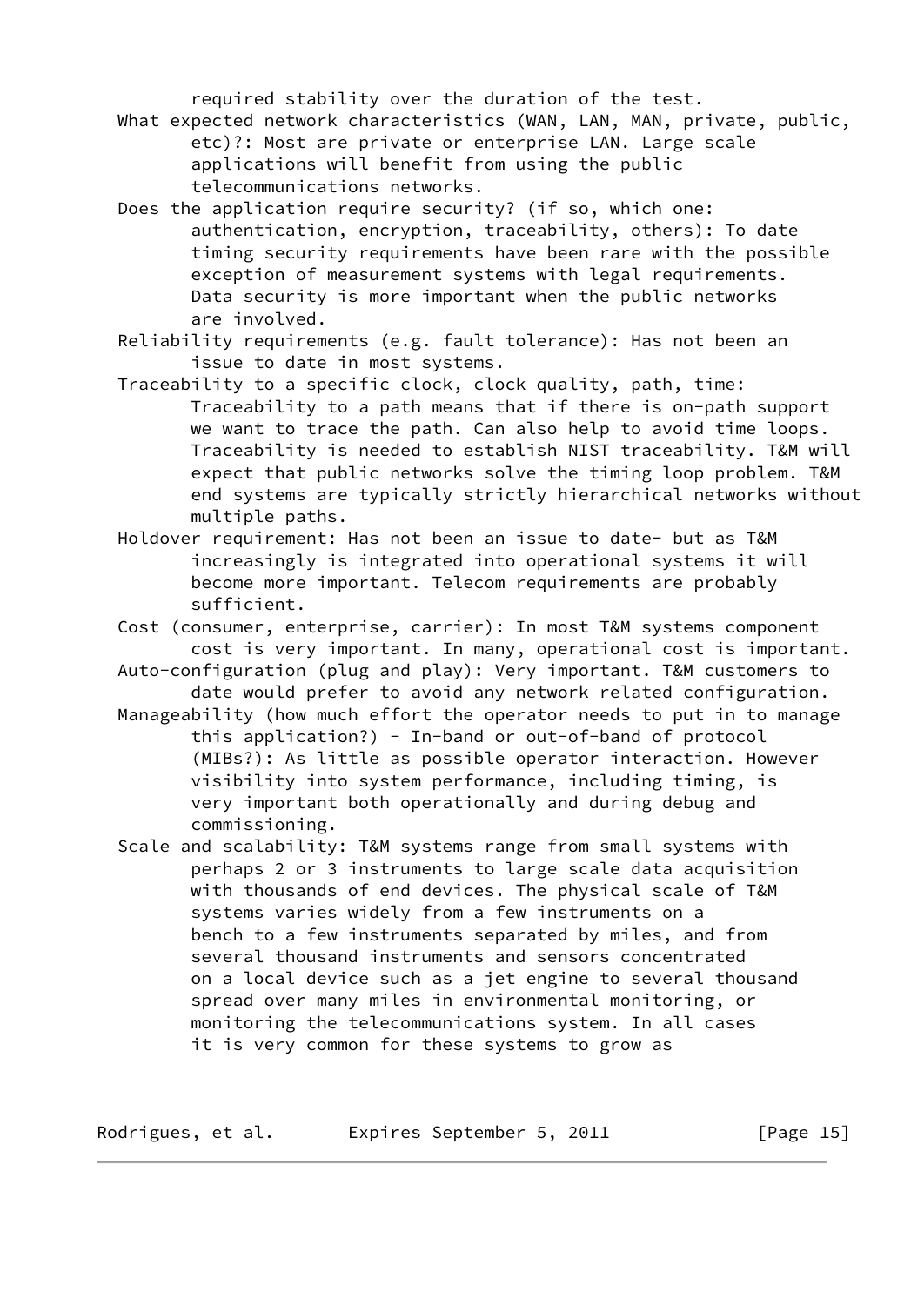required stability over the duration of the test.

What expected network characteristics (WAN, LAN, MAN, private, public, etc)?: Most are private or enterprise LAN. Large scale applications will benefit from using the public telecommunications networks.

Does the application require security? (if so, which one: authentication, encryption, traceability, others): To date timing security requirements have been rare with the possible exception of measurement systems with legal requirements. Data security is more important when the public networks are involved.

Reliability requirements (e.g. fault tolerance): Has not been an issue to date in most systems.

Traceability to a specific clock, clock quality, path, time: Traceability to a path means that if there is on-path support we want to trace the path. Can also help to avoid time loops. Traceability is needed to establish NIST traceability. T&M will expect that public networks solve the timing loop problem. T&M end systems are typically strictly hierarchical networks without multiple paths.

Holdover requirement: Has not been an issue to date- but as T&M increasingly is integrated into operational systems it will become more important. Telecom requirements are probably sufficient.

Cost (consumer, enterprise, carrier): In most T&M systems component cost is very important. In many, operational cost is important.

Auto-configuration (plug and play): Very important. T&M customers to date would prefer to avoid any network related configuration.

Manageability (how much effort the operator needs to put in to manage this application?) - In-band or out-of-band of protocol (MIBs?): As little as possible operator interaction. However visibility into system performance, including timing, is very important both operationally and during debug and commissioning.

Scale and scalability: T&M systems range from small systems with perhaps 2 or 3 instruments to large scale data acquisition with thousands of end devices. The physical scale of T&M systems varies widely from a few instruments on a bench to a few instruments separated by miles, and from several thousand instruments and sensors concentrated on a local device such as a jet engine to several thousand spread over many miles in environmental monitoring, or monitoring the telecommunications system. In all cases it is very common for these systems to grow as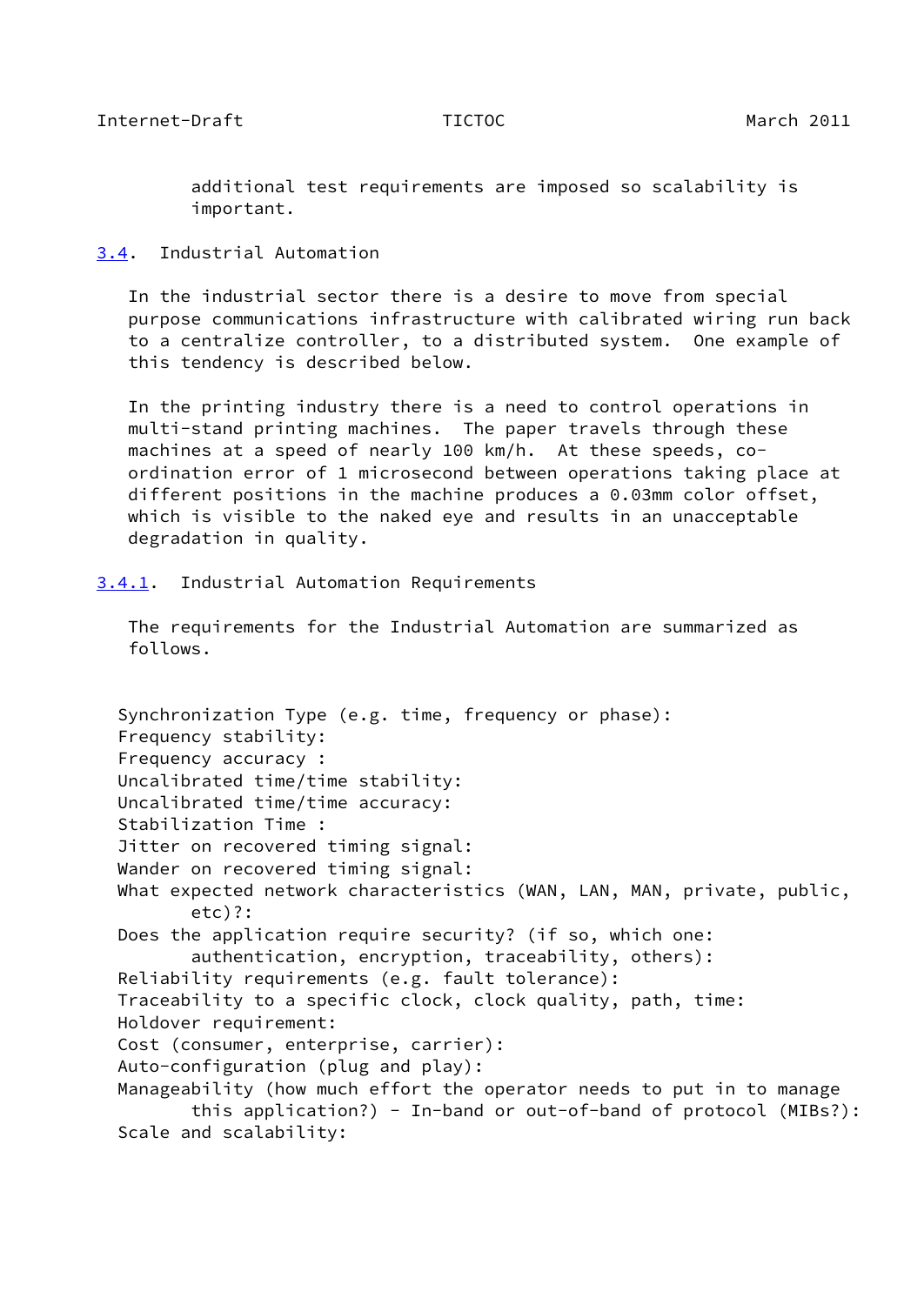additional test requirements are imposed so scalability is important.

### 3.4. Industrial Automation

In the industrial sector there is a desire to move from special purpose communications infrastructure with calibrated wiring run back to a centralize controller, to a distributed system. One example of this tendency is described below.

In the printing industry there is a need to control operations in multi-stand printing machines. The paper travels through these machines at a speed of nearly 100 km/h. At these speeds, co-ordination error of 1 microsecond between operations taking place at different positions in the machine produces a 0.03mm color offset, which is visible to the naked eye and results in an unacceptable degradation in quality.

#### 3.4.1. Industrial Automation Requirements

The requirements for the Industrial Automation are summarized as follows.

```
Synchronization Type (e.g. time, frequency or phase):
Frequency stability:
Frequency accuracy :
Uncalibrated time/time stability:
Uncalibrated time/time accuracy:
Stabilization Time :
Jitter on recovered timing signal:
Wander on recovered timing signal:
What expected network characteristics (WAN, LAN, MAN, private, public,
       etc)?:
Does the application require security? (if so, which one:
       authentication, encryption, traceability, others):
Reliability requirements (e.g. fault tolerance):
Traceability to a specific clock, clock quality, path, time:
Holdover requirement:
Cost (consumer, enterprise, carrier):
Auto-configuration (plug and play):
Manageability (how much effort the operator needs to put in to manage
       this application?) - In-band or out-of-band of protocol (MIBs?):
Scale and scalability:
```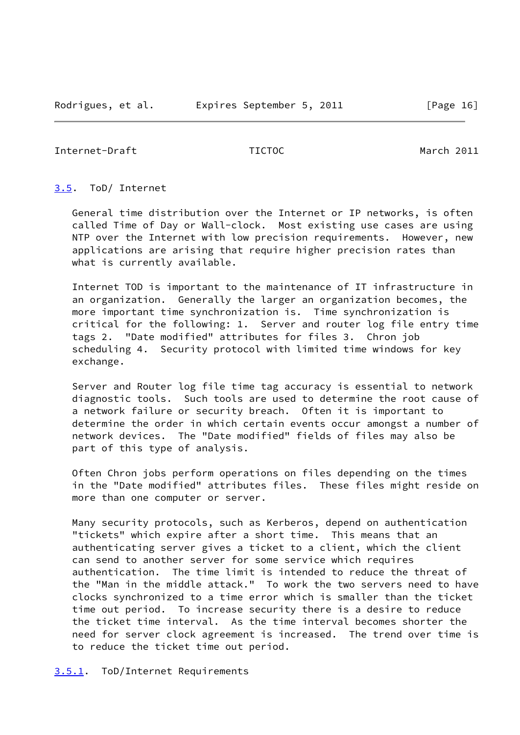## 3.5. ToD/ Internet

General time distribution over the Internet or IP networks, is often called Time of Day or Wall-clock. Most existing use cases are using NTP over the Internet with low precision requirements. However, new applications are arising that require higher precision rates than what is currently available.

Internet TOD is important to the maintenance of IT infrastructure in an organization. Generally the larger an organization becomes, the more important time synchronization is. Time synchronization is critical for the following: 1. Server and router log file entry time tags 2. "Date modified" attributes for files 3. Chron job scheduling 4. Security protocol with limited time windows for key exchange.

Server and Router log file time tag accuracy is essential to network diagnostic tools. Such tools are used to determine the root cause of a network failure or security breach. Often it is important to determine the order in which certain events occur amongst a number of network devices. The "Date modified" fields of files may also be part of this type of analysis.

Often Chron jobs perform operations on files depending on the times in the "Date modified" attributes files. These files might reside on more than one computer or server.

Many security protocols, such as Kerberos, depend on authentication "tickets" which expire after a short time. This means that an authenticating server gives a ticket to a client, which the client can send to another server for some service which requires authentication. The time limit is intended to reduce the threat of the "Man in the middle attack." To work the two servers need to have clocks synchronized to a time error which is smaller than the ticket time out period. To increase security there is a desire to reduce the ticket time interval. As the time interval becomes shorter the need for server clock agreement is increased. The trend over time is to reduce the ticket time out period.

### 3.5.1. ToD/Internet Requirements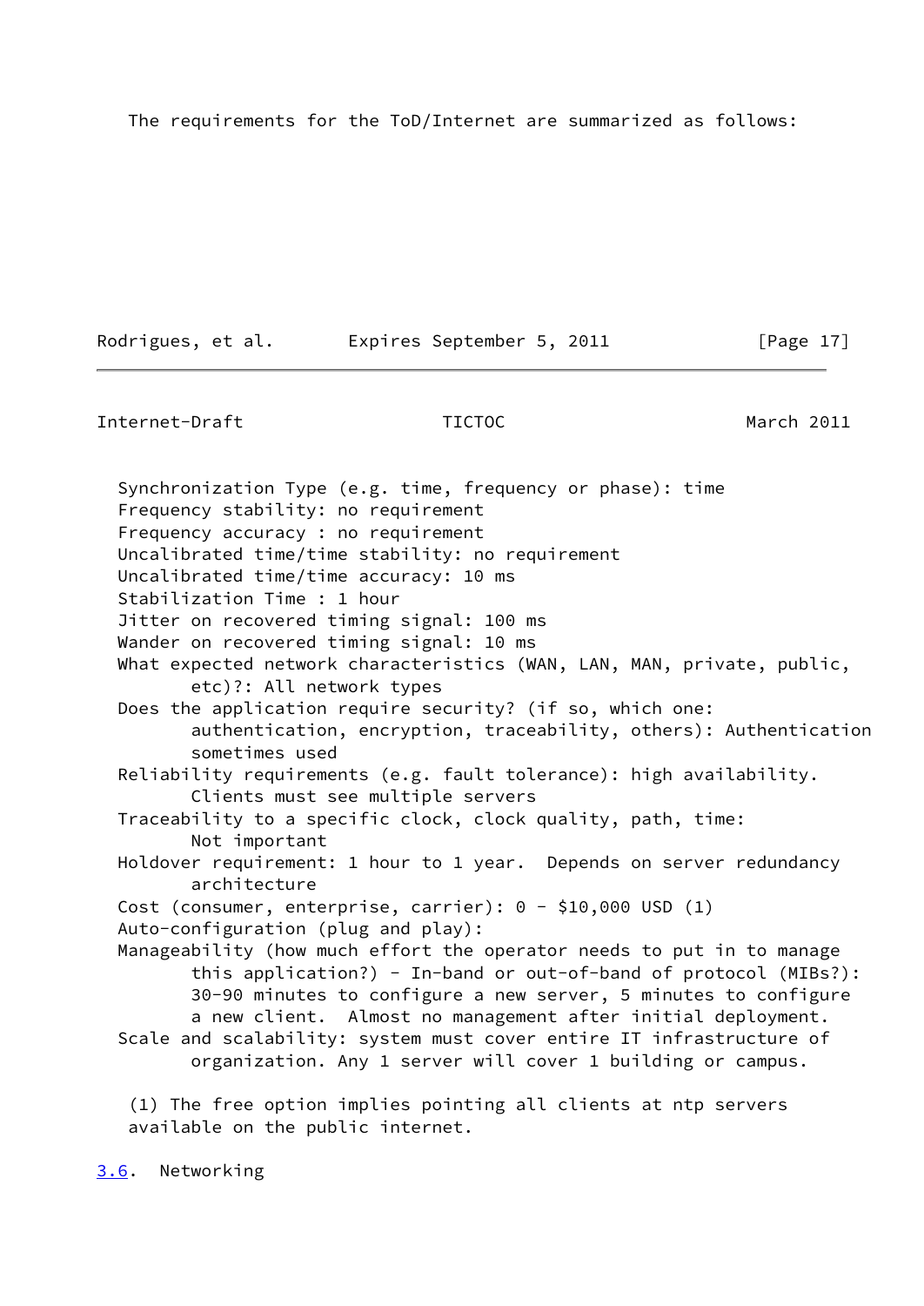The requirements for the ToD/Internet are summarized as follows:

- Synchronization Type (e.g. time, frequency or phase): time
- Frequency stability: no requirement
- Frequency accuracy : no requirement
- Uncalibrated time/time stability: no requirement
- Uncalibrated time/time accuracy: 10 ms
- Stabilization Time : 1 hour
- Jitter on recovered timing signal: 100 ms
- Wander on recovered timing signal: 10 ms
- What expected network characteristics (WAN, LAN, MAN, private, public, etc)?: All network types
- Does the application require security? (if so, which one: authentication, encryption, traceability, others): Authentication sometimes used
- Reliability requirements (e.g. fault tolerance): high availability. Clients must see multiple servers
- Traceability to a specific clock, clock quality, path, time: Not important
- Holdover requirement: 1 hour to 1 year. Depends on server redundancy architecture
- Cost (consumer, enterprise, carrier): 0 - $10,000 USD (1)
- Auto-configuration (plug and play):
- Manageability (how much effort the operator needs to put in to manage this application?) - In-band or out-of-band of protocol (MIBs?): 30-90 minutes to configure a new server, 5 minutes to configure a new client. Almost no management after initial deployment.
- Scale and scalability: system must cover entire IT infrastructure of organization. Any 1 server will cover 1 building or campus.

(1) The free option implies pointing all clients at ntp servers available on the public internet.

### 3.6. Networking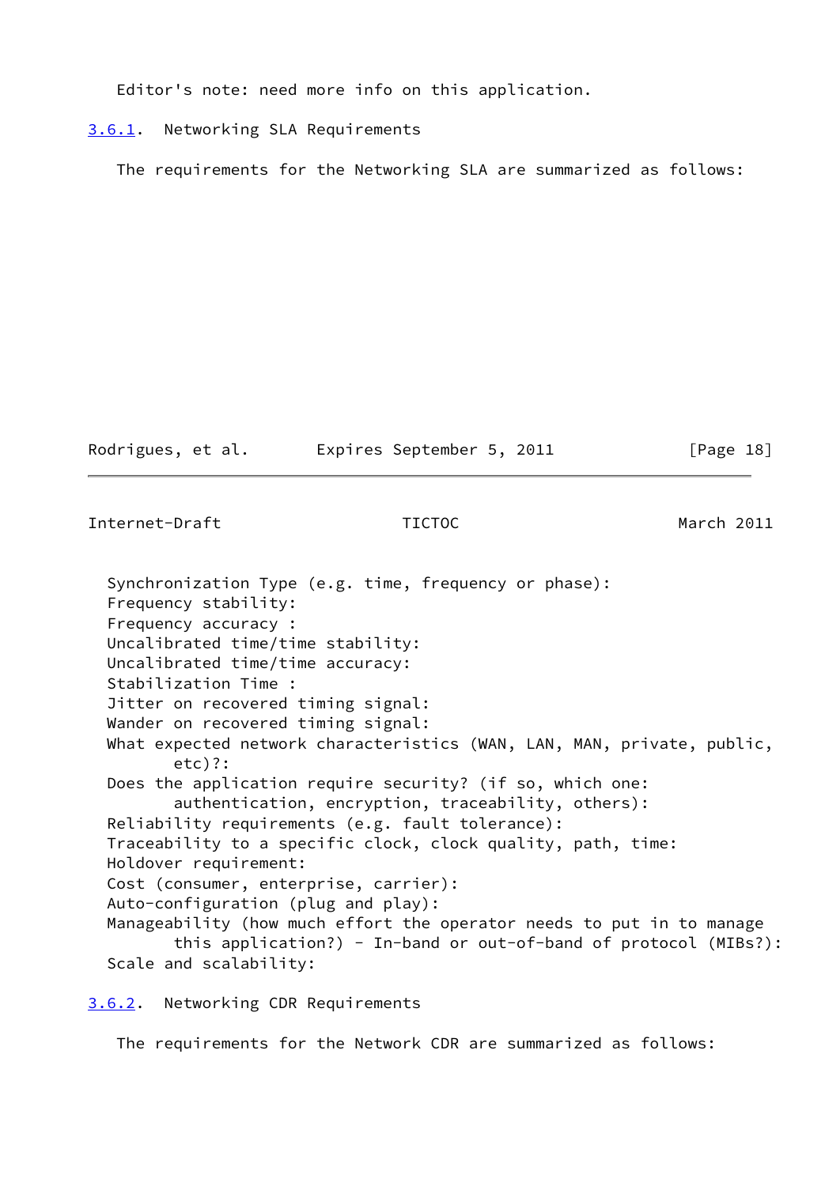Editor's note: need more info on this application.

### 3.6.1. Networking SLA Requirements

The requirements for the Networking SLA are summarized as follows:

Synchronization Type (e.g. time, frequency or phase):
Frequency stability:
Frequency accuracy :
Uncalibrated time/time stability:
Uncalibrated time/time accuracy:
Stabilization Time :
Jitter on recovered timing signal:
Wander on recovered timing signal:
What expected network characteristics (WAN, LAN, MAN, private, public, etc)?:
Does the application require security? (if so, which one: authentication, encryption, traceability, others):
Reliability requirements (e.g. fault tolerance):
Traceability to a specific clock, clock quality, path, time:
Holdover requirement:
Cost (consumer, enterprise, carrier):
Auto-configuration (plug and play):
Manageability (how much effort the operator needs to put in to manage this application?) - In-band or out-of-band of protocol (MIBs?):
Scale and scalability:

### 3.6.2. Networking CDR Requirements

The requirements for the Network CDR are summarized as follows: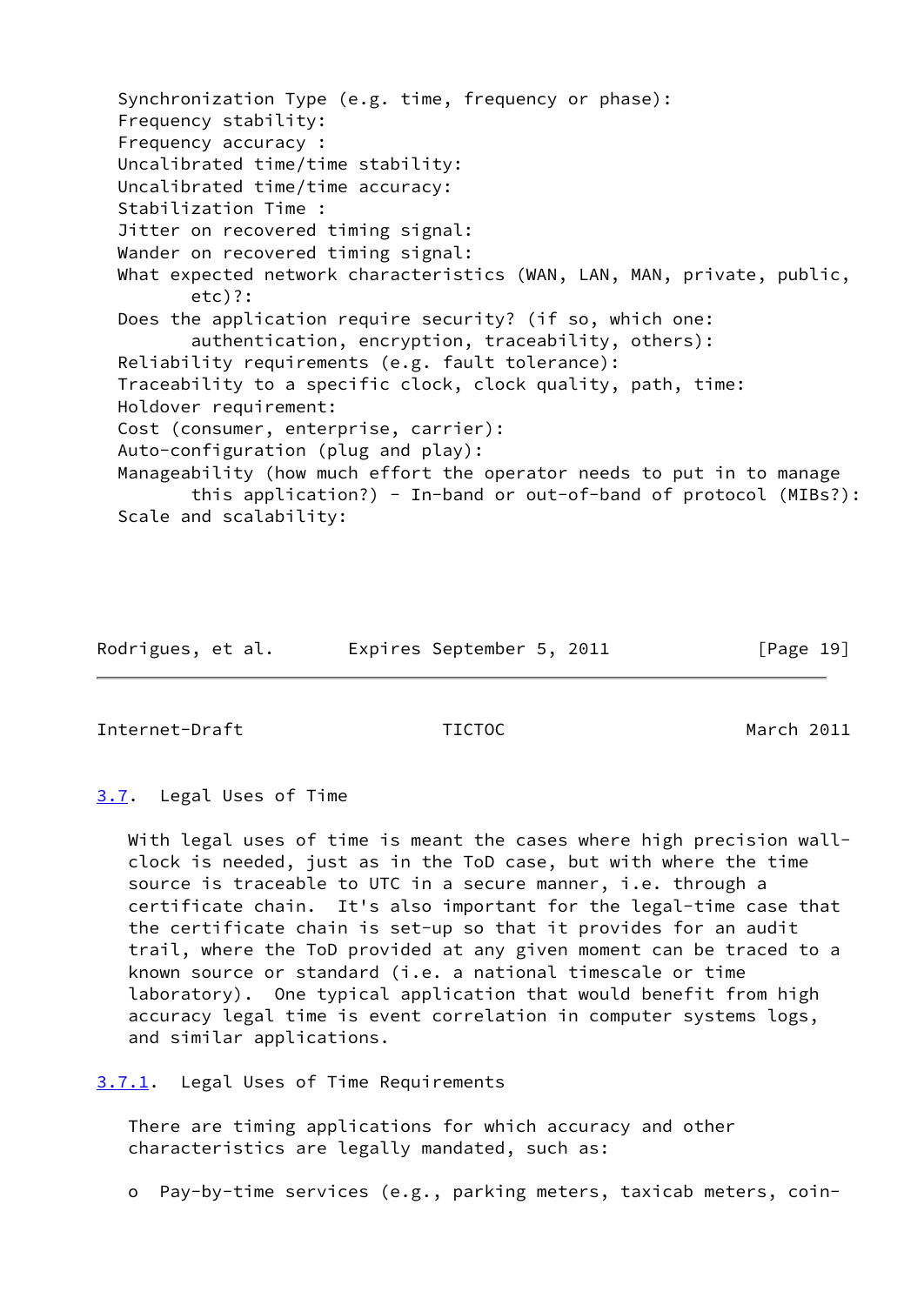Synchronization Type (e.g. time, frequency or phase):
Frequency stability:
Frequency accuracy :
Uncalibrated time/time stability:
Uncalibrated time/time accuracy:
Stabilization Time :
Jitter on recovered timing signal:
Wander on recovered timing signal:
What expected network characteristics (WAN, LAN, MAN, private, public, etc)?:
Does the application require security? (if so, which one: authentication, encryption, traceability, others):
Reliability requirements (e.g. fault tolerance):
Traceability to a specific clock, clock quality, path, time:
Holdover requirement:
Cost (consumer, enterprise, carrier):
Auto-configuration (plug and play):
Manageability (how much effort the operator needs to put in to manage this application?) - In-band or out-of-band of protocol (MIBs?):
Scale and scalability:

## 3.7. Legal Uses of Time

With legal uses of time is meant the cases where high precision wall-clock is needed, just as in the ToD case, but with where the time source is traceable to UTC in a secure manner, i.e. through a certificate chain. It's also important for the legal-time case that the certificate chain is set-up so that it provides for an audit trail, where the ToD provided at any given moment can be traced to a known source or standard (i.e. a national timescale or time laboratory). One typical application that would benefit from high accuracy legal time is event correlation in computer systems logs, and similar applications.

### 3.7.1. Legal Uses of Time Requirements

There are timing applications for which accuracy and other characteristics are legally mandated, such as:

o Pay-by-time services (e.g., parking meters, taxicab meters, coin-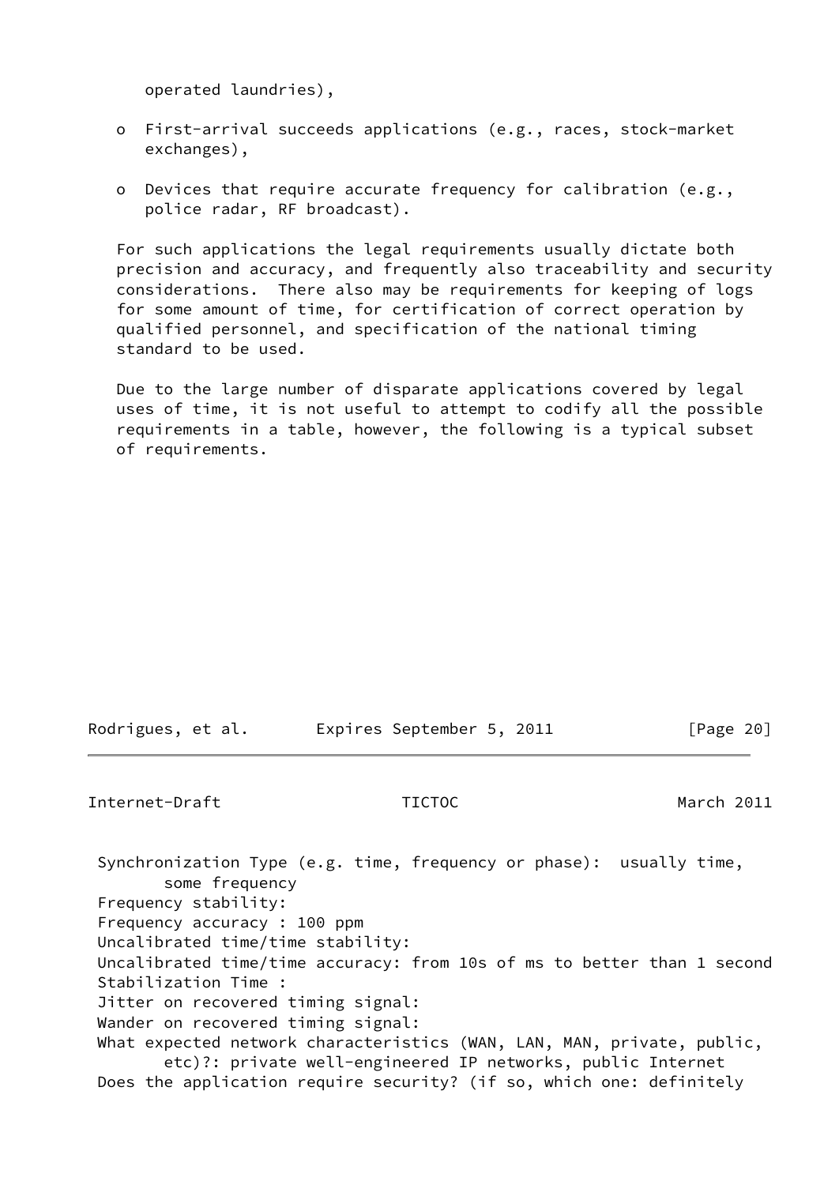operated laundries),

- First-arrival succeeds applications (e.g., races, stock-market exchanges),
- Devices that require accurate frequency for calibration (e.g., police radar, RF broadcast).

For such applications the legal requirements usually dictate both precision and accuracy, and frequently also traceability and security considerations. There also may be requirements for keeping of logs for some amount of time, for certification of correct operation by qualified personnel, and specification of the national timing standard to be used.

Due to the large number of disparate applications covered by legal uses of time, it is not useful to attempt to codify all the possible requirements in a table, however, the following is a typical subset of requirements.

Synchronization Type (e.g. time, frequency or phase): usually time, some frequency
Frequency stability:
Frequency accuracy : 100 ppm
Uncalibrated time/time stability:
Uncalibrated time/time accuracy: from 10s of ms to better than 1 second
Stabilization Time :
Jitter on recovered timing signal:
Wander on recovered timing signal:
What expected network characteristics (WAN, LAN, MAN, private, public, etc)?: private well-engineered IP networks, public Internet
Does the application require security? (if so, which one: definitely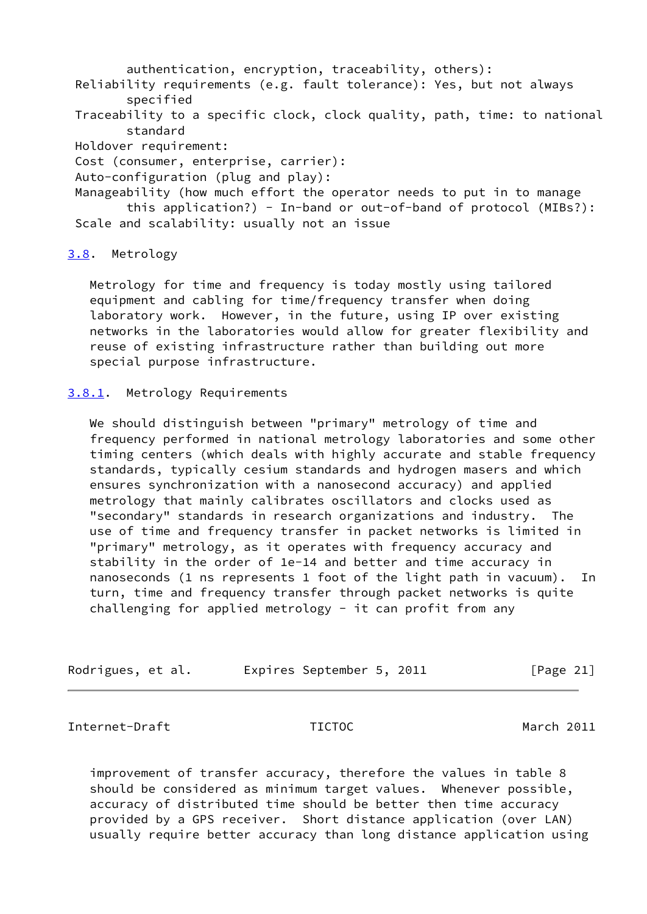authentication, encryption, traceability, others):

Reliability requirements (e.g. fault tolerance): Yes, but not always specified

Traceability to a specific clock, clock quality, path, time: to national standard

Holdover requirement:

Cost (consumer, enterprise, carrier):

Auto-configuration (plug and play):

Manageability (how much effort the operator needs to put in to manage this application?) - In-band or out-of-band of protocol (MIBs?):

Scale and scalability: usually not an issue

### 3.8. Metrology

Metrology for time and frequency is today mostly using tailored equipment and cabling for time/frequency transfer when doing laboratory work. However, in the future, using IP over existing networks in the laboratories would allow for greater flexibility and reuse of existing infrastructure rather than building out more special purpose infrastructure.

#### 3.8.1. Metrology Requirements

We should distinguish between "primary" metrology of time and frequency performed in national metrology laboratories and some other timing centers (which deals with highly accurate and stable frequency standards, typically cesium standards and hydrogen masers and which ensures synchronization with a nanosecond accuracy) and applied metrology that mainly calibrates oscillators and clocks used as "secondary" standards in research organizations and industry. The use of time and frequency transfer in packet networks is limited in "primary" metrology, as it operates with frequency accuracy and stability in the order of 1e-14 and better and time accuracy in nanoseconds (1 ns represents 1 foot of the light path in vacuum). In turn, time and frequency transfer through packet networks is quite challenging for applied metrology - it can profit from any improvement of transfer accuracy, therefore the values in table 8 should be considered as minimum target values. Whenever possible, accuracy of distributed time should be better then time accuracy provided by a GPS receiver. Short distance application (over LAN) usually require better accuracy than long distance application using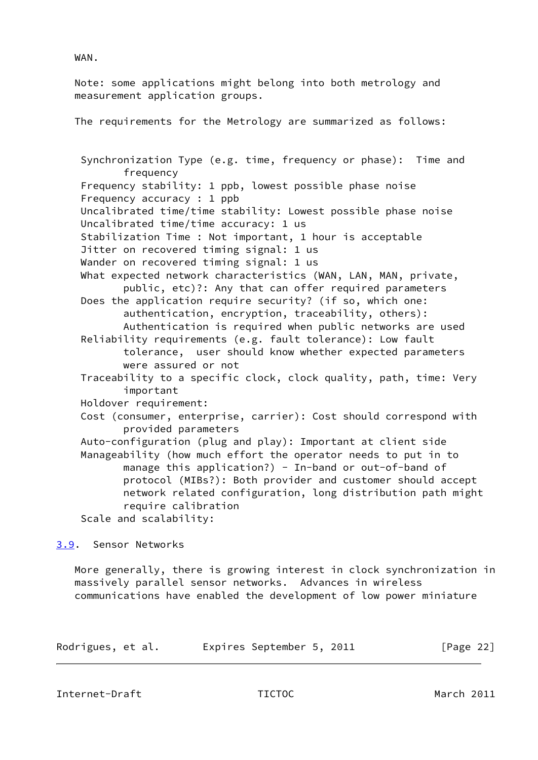WAN.

Note: some applications might belong into both metrology and measurement application groups.

The requirements for the Metrology are summarized as follows:

- Synchronization Type (e.g. time, frequency or phase): Time and frequency
- Frequency stability: 1 ppb, lowest possible phase noise
- Frequency accuracy : 1 ppb
- Uncalibrated time/time stability: Lowest possible phase noise
- Uncalibrated time/time accuracy: 1 us
- Stabilization Time : Not important, 1 hour is acceptable
- Jitter on recovered timing signal: 1 us
- Wander on recovered timing signal: 1 us
- What expected network characteristics (WAN, LAN, MAN, private, public, etc)?: Any that can offer required parameters
- Does the application require security? (if so, which one: authentication, encryption, traceability, others): Authentication is required when public networks are used
- Reliability requirements (e.g. fault tolerance): Low fault tolerance, user should know whether expected parameters were assured or not
- Traceability to a specific clock, clock quality, path, time: Very important
- Holdover requirement:
- Cost (consumer, enterprise, carrier): Cost should correspond with provided parameters
- Auto-configuration (plug and play): Important at client side
- Manageability (how much effort the operator needs to put in to manage this application?) - In-band or out-of-band of protocol (MIBs?): Both provider and customer should accept network related configuration, long distribution path might require calibration
- Scale and scalability:

## 3.9. Sensor Networks

More generally, there is growing interest in clock synchronization in massively parallel sensor networks. Advances in wireless communications have enabled the development of low power miniature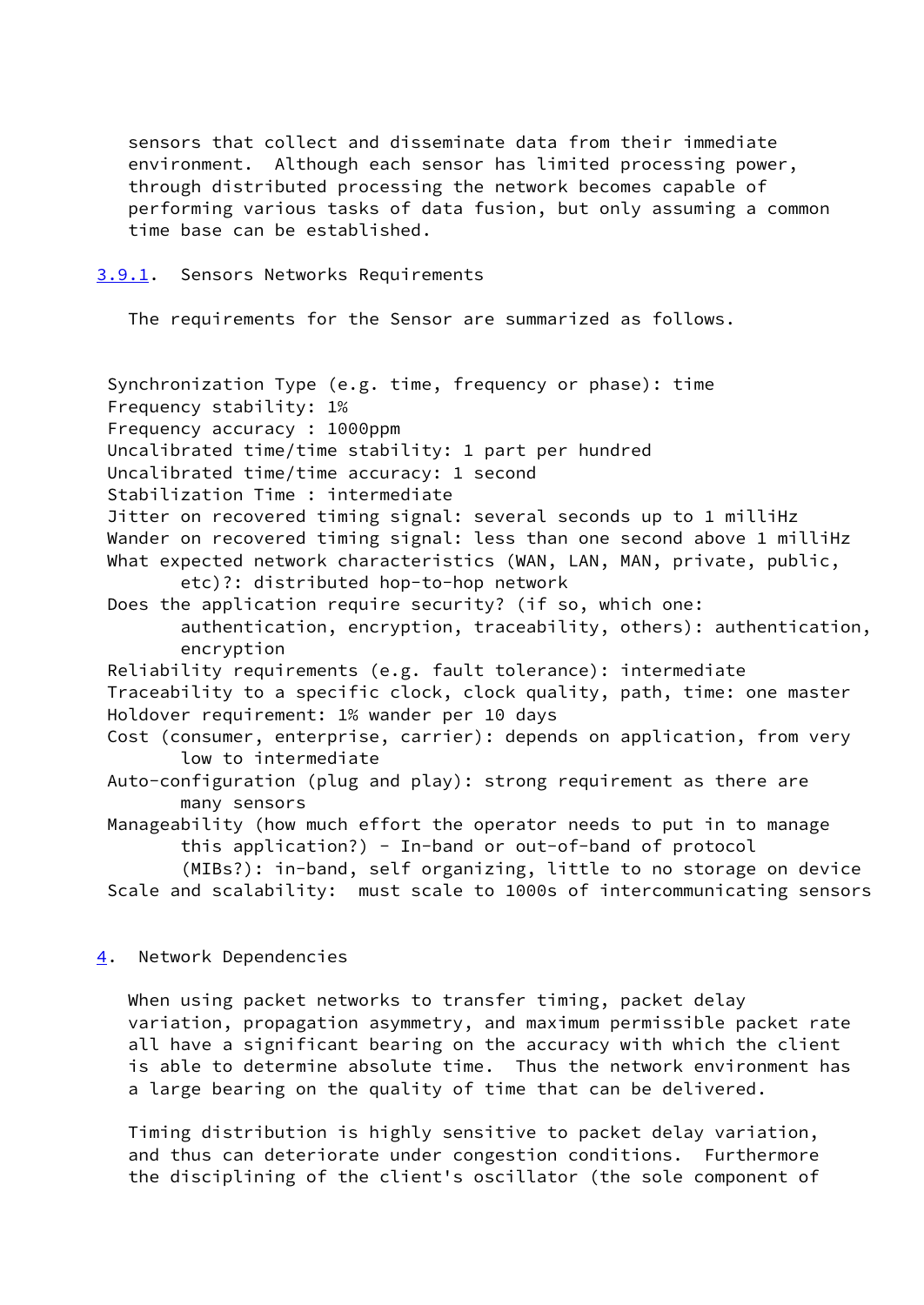sensors that collect and disseminate data from their immediate environment. Although each sensor has limited processing power, through distributed processing the network becomes capable of performing various tasks of data fusion, but only assuming a common time base can be established.

### 3.9.1. Sensors Networks Requirements

The requirements for the Sensor are summarized as follows.

- Synchronization Type (e.g. time, frequency or phase): time
- Frequency stability: 1%
- Frequency accuracy : 1000ppm
- Uncalibrated time/time stability: 1 part per hundred
- Uncalibrated time/time accuracy: 1 second
- Stabilization Time : intermediate
- Jitter on recovered timing signal: several seconds up to 1 milliHz
- Wander on recovered timing signal: less than one second above 1 milliHz
- What expected network characteristics (WAN, LAN, MAN, private, public, etc)?: distributed hop-to-hop network
- Does the application require security? (if so, which one: authentication, encryption, traceability, others): authentication, encryption
- Reliability requirements (e.g. fault tolerance): intermediate
- Traceability to a specific clock, clock quality, path, time: one master
- Holdover requirement: 1% wander per 10 days
- Cost (consumer, enterprise, carrier): depends on application, from very low to intermediate
- Auto-configuration (plug and play): strong requirement as there are many sensors
- Manageability (how much effort the operator needs to put in to manage this application?) - In-band or out-of-band of protocol (MIBs?): in-band, self organizing, little to no storage on device
- Scale and scalability: must scale to 1000s of intercommunicating sensors

## 4. Network Dependencies

When using packet networks to transfer timing, packet delay variation, propagation asymmetry, and maximum permissible packet rate all have a significant bearing on the accuracy with which the client is able to determine absolute time. Thus the network environment has a large bearing on the quality of time that can be delivered.

Timing distribution is highly sensitive to packet delay variation, and thus can deteriorate under congestion conditions. Furthermore the disciplining of the client's oscillator (the sole component of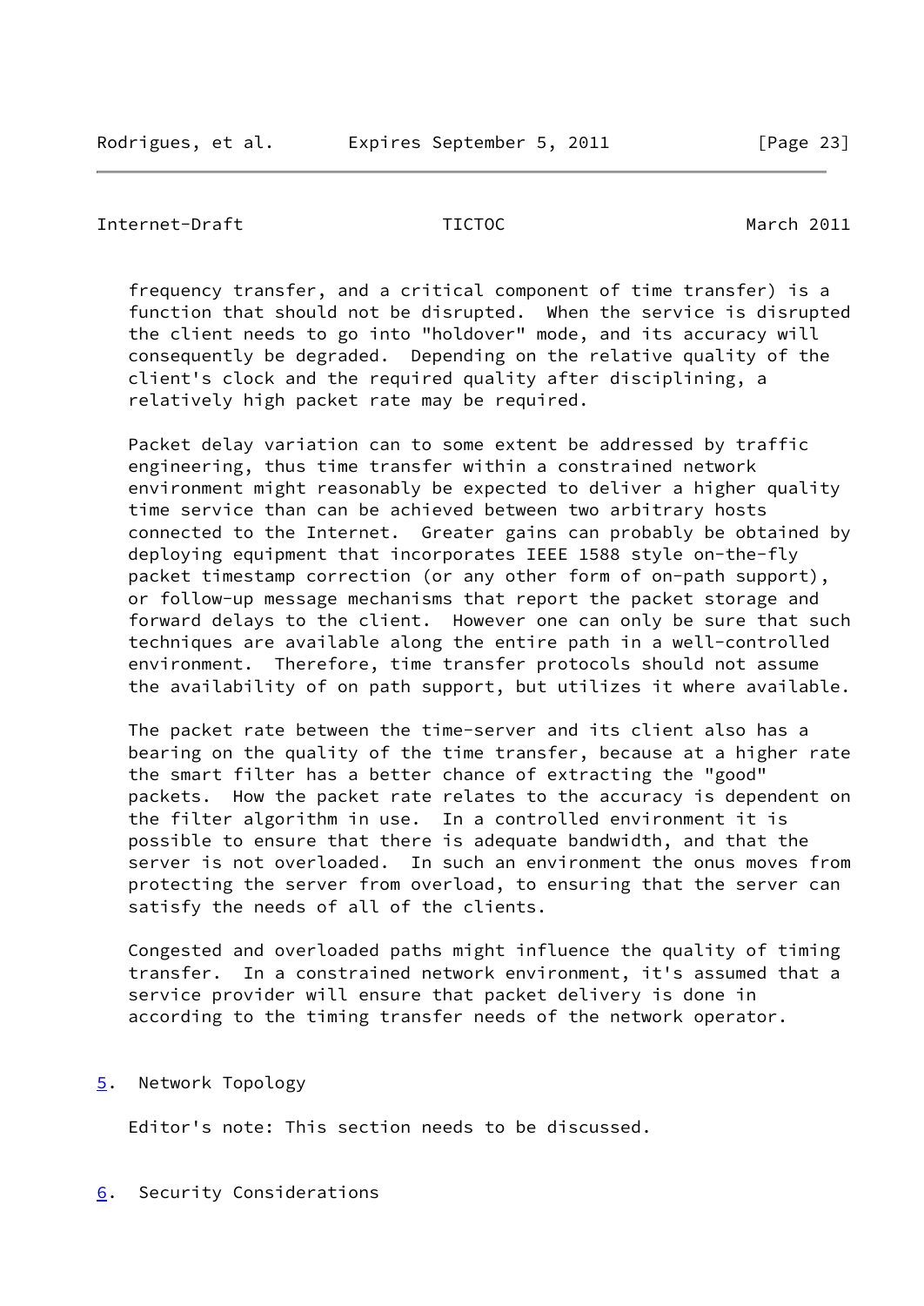frequency transfer, and a critical component of time transfer) is a function that should not be disrupted. When the service is disrupted the client needs to go into "holdover" mode, and its accuracy will consequently be degraded. Depending on the relative quality of the client's clock and the required quality after disciplining, a relatively high packet rate may be required.

Packet delay variation can to some extent be addressed by traffic engineering, thus time transfer within a constrained network environment might reasonably be expected to deliver a higher quality time service than can be achieved between two arbitrary hosts connected to the Internet. Greater gains can probably be obtained by deploying equipment that incorporates IEEE 1588 style on-the-fly packet timestamp correction (or any other form of on-path support), or follow-up message mechanisms that report the packet storage and forward delays to the client. However one can only be sure that such techniques are available along the entire path in a well-controlled environment. Therefore, time transfer protocols should not assume the availability of on path support, but utilizes it where available.

The packet rate between the time-server and its client also has a bearing on the quality of the time transfer, because at a higher rate the smart filter has a better chance of extracting the "good" packets. How the packet rate relates to the accuracy is dependent on the filter algorithm in use. In a controlled environment it is possible to ensure that there is adequate bandwidth, and that the server is not overloaded. In such an environment the onus moves from protecting the server from overload, to ensuring that the server can satisfy the needs of all of the clients.

Congested and overloaded paths might influence the quality of timing transfer. In a constrained network environment, it's assumed that a service provider will ensure that packet delivery is done in according to the timing transfer needs of the network operator.

## 5. Network Topology

Editor's note: This section needs to be discussed.

## 6. Security Considerations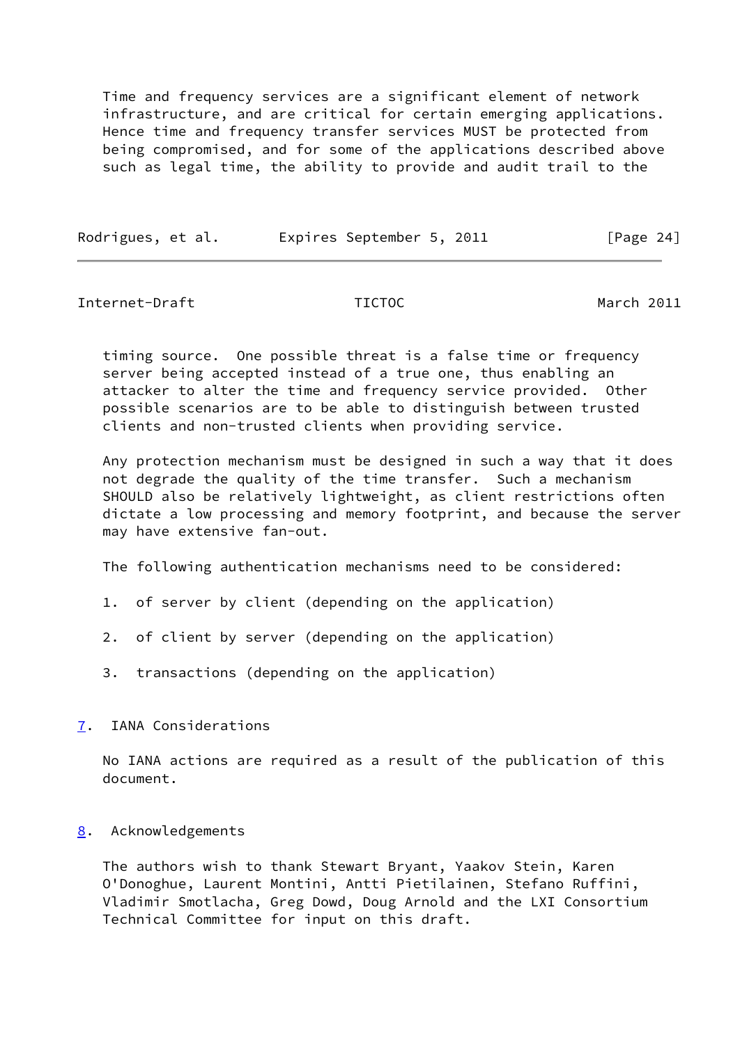Time and frequency services are a significant element of network infrastructure, and are critical for certain emerging applications. Hence time and frequency transfer services MUST be protected from being compromised, and for some of the applications described above such as legal time, the ability to provide and audit trail to the timing source. One possible threat is a false time or frequency server being accepted instead of a true one, thus enabling an attacker to alter the time and frequency service provided. Other possible scenarios are to be able to distinguish between trusted clients and non-trusted clients when providing service.

Any protection mechanism must be designed in such a way that it does not degrade the quality of the time transfer. Such a mechanism SHOULD also be relatively lightweight, as client restrictions often dictate a low processing and memory footprint, and because the server may have extensive fan-out.

The following authentication mechanisms need to be considered:

1. of server by client (depending on the application)

2. of client by server (depending on the application)

3. transactions (depending on the application)

## 7. IANA Considerations

No IANA actions are required as a result of the publication of this document.

## 8. Acknowledgements

The authors wish to thank Stewart Bryant, Yaakov Stein, Karen O'Donoghue, Laurent Montini, Antti Pietilainen, Stefano Ruffini, Vladimir Smotlacha, Greg Dowd, Doug Arnold and the LXI Consortium Technical Committee for input on this draft.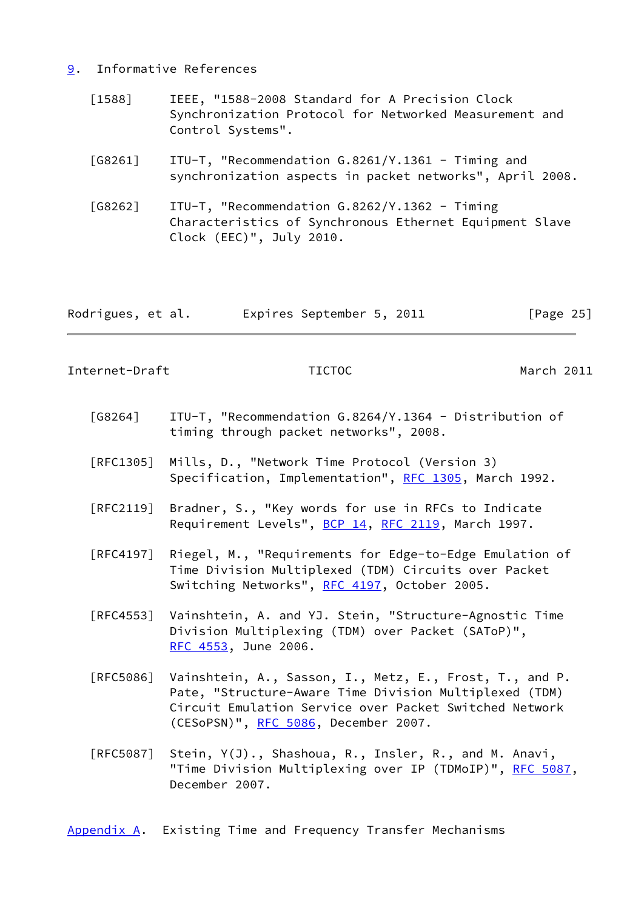## 9. Informative References

[1588] IEEE, "1588-2008 Standard for A Precision Clock Synchronization Protocol for Networked Measurement and Control Systems".

[G8261] ITU-T, "Recommendation G.8261/Y.1361 - Timing and synchronization aspects in packet networks", April 2008.

[G8262] ITU-T, "Recommendation G.8262/Y.1362 - Timing Characteristics of Synchronous Ethernet Equipment Slave Clock (EEC)", July 2010.

[G8264] ITU-T, "Recommendation G.8264/Y.1364 - Distribution of timing through packet networks", 2008.

[RFC1305] Mills, D., "Network Time Protocol (Version 3) Specification, Implementation", RFC 1305, March 1992.

[RFC2119] Bradner, S., "Key words for use in RFCs to Indicate Requirement Levels", BCP 14, RFC 2119, March 1997.

[RFC4197] Riegel, M., "Requirements for Edge-to-Edge Emulation of Time Division Multiplexed (TDM) Circuits over Packet Switching Networks", RFC 4197, October 2005.

[RFC4553] Vainshtein, A. and YJ. Stein, "Structure-Agnostic Time Division Multiplexing (TDM) over Packet (SAToP)", RFC 4553, June 2006.

[RFC5086] Vainshtein, A., Sasson, I., Metz, E., Frost, T., and P. Pate, "Structure-Aware Time Division Multiplexed (TDM) Circuit Emulation Service over Packet Switched Network (CESoPSN)", RFC 5086, December 2007.

[RFC5087] Stein, Y(J)., Shashoua, R., Insler, R., and M. Anavi, "Time Division Multiplexing over IP (TDMoIP)", RFC 5087, December 2007.

## Appendix A. Existing Time and Frequency Transfer Mechanisms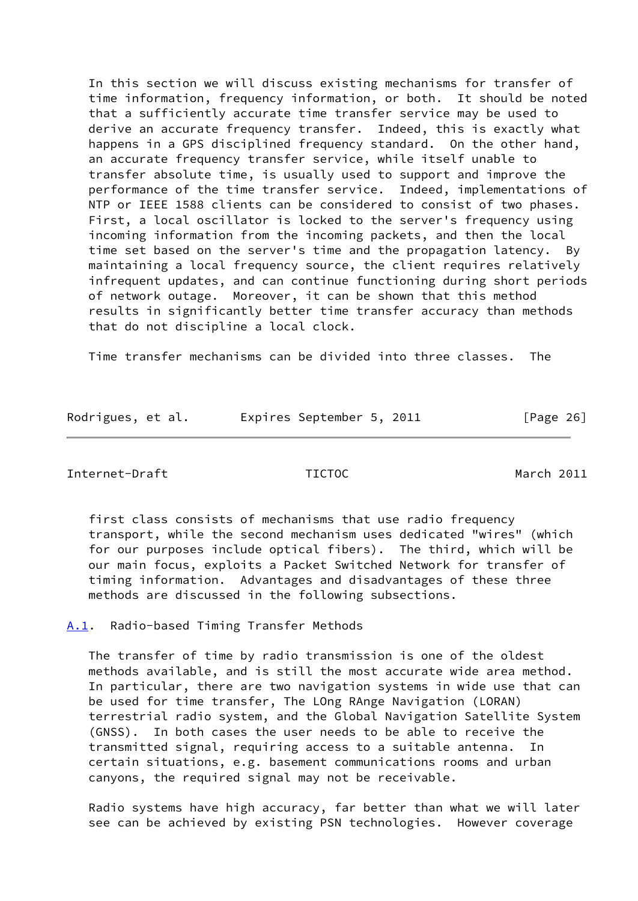In this section we will discuss existing mechanisms for transfer of time information, frequency information, or both. It should be noted that a sufficiently accurate time transfer service may be used to derive an accurate frequency transfer. Indeed, this is exactly what happens in a GPS disciplined frequency standard. On the other hand, an accurate frequency transfer service, while itself unable to transfer absolute time, is usually used to support and improve the performance of the time transfer service. Indeed, implementations of NTP or IEEE 1588 clients can be considered to consist of two phases. First, a local oscillator is locked to the server's frequency using incoming information from the incoming packets, and then the local time set based on the server's time and the propagation latency. By maintaining a local frequency source, the client requires relatively infrequent updates, and can continue functioning during short periods of network outage. Moreover, it can be shown that this method results in significantly better time transfer accuracy than methods that do not discipline a local clock.

Time transfer mechanisms can be divided into three classes. The first class consists of mechanisms that use radio frequency transport, while the second mechanism uses dedicated "wires" (which for our purposes include optical fibers). The third, which will be our main focus, exploits a Packet Switched Network for transfer of timing information. Advantages and disadvantages of these three methods are discussed in the following subsections.

### A.1. Radio-based Timing Transfer Methods

The transfer of time by radio transmission is one of the oldest methods available, and is still the most accurate wide area method. In particular, there are two navigation systems in wide use that can be used for time transfer, The LOng RAnge Navigation (LORAN) terrestrial radio system, and the Global Navigation Satellite System (GNSS). In both cases the user needs to be able to receive the transmitted signal, requiring access to a suitable antenna. In certain situations, e.g. basement communications rooms and urban canyons, the required signal may not be receivable.

Radio systems have high accuracy, far better than what we will later see can be achieved by existing PSN technologies. However coverage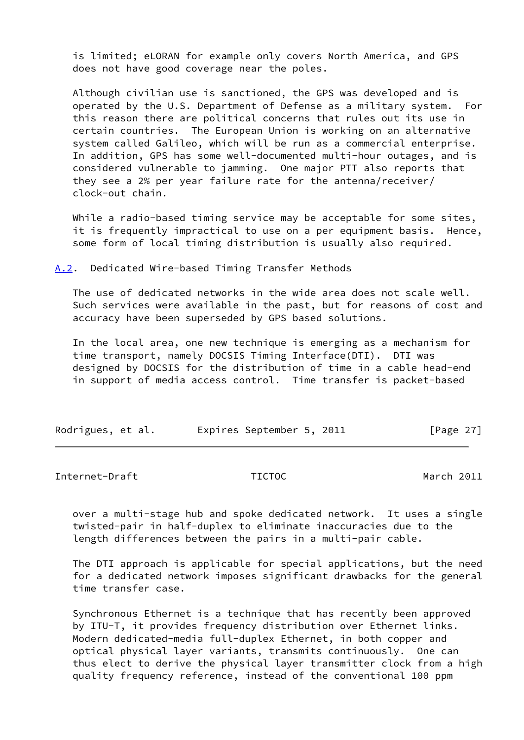is limited; eLORAN for example only covers North America, and GPS does not have good coverage near the poles.

Although civilian use is sanctioned, the GPS was developed and is operated by the U.S. Department of Defense as a military system. For this reason there are political concerns that rules out its use in certain countries. The European Union is working on an alternative system called Galileo, which will be run as a commercial enterprise. In addition, GPS has some well-documented multi-hour outages, and is considered vulnerable to jamming. One major PTT also reports that they see a 2% per year failure rate for the antenna/receiver/clock-out chain.

While a radio-based timing service may be acceptable for some sites, it is frequently impractical to use on a per equipment basis. Hence, some form of local timing distribution is usually also required.

### A.2. Dedicated Wire-based Timing Transfer Methods

The use of dedicated networks in the wide area does not scale well. Such services were available in the past, but for reasons of cost and accuracy have been superseded by GPS based solutions.

In the local area, one new technique is emerging as a mechanism for time transport, namely DOCSIS Timing Interface(DTI). DTI was designed by DOCSIS for the distribution of time in a cable head-end in support of media access control. Time transfer is packet-based over a multi-stage hub and spoke dedicated network. It uses a single twisted-pair in half-duplex to eliminate inaccuracies due to the length differences between the pairs in a multi-pair cable.

The DTI approach is applicable for special applications, but the need for a dedicated network imposes significant drawbacks for the general time transfer case.

Synchronous Ethernet is a technique that has recently been approved by ITU-T, it provides frequency distribution over Ethernet links. Modern dedicated-media full-duplex Ethernet, in both copper and optical physical layer variants, transmits continuously. One can thus elect to derive the physical layer transmitter clock from a high quality frequency reference, instead of the conventional 100 ppm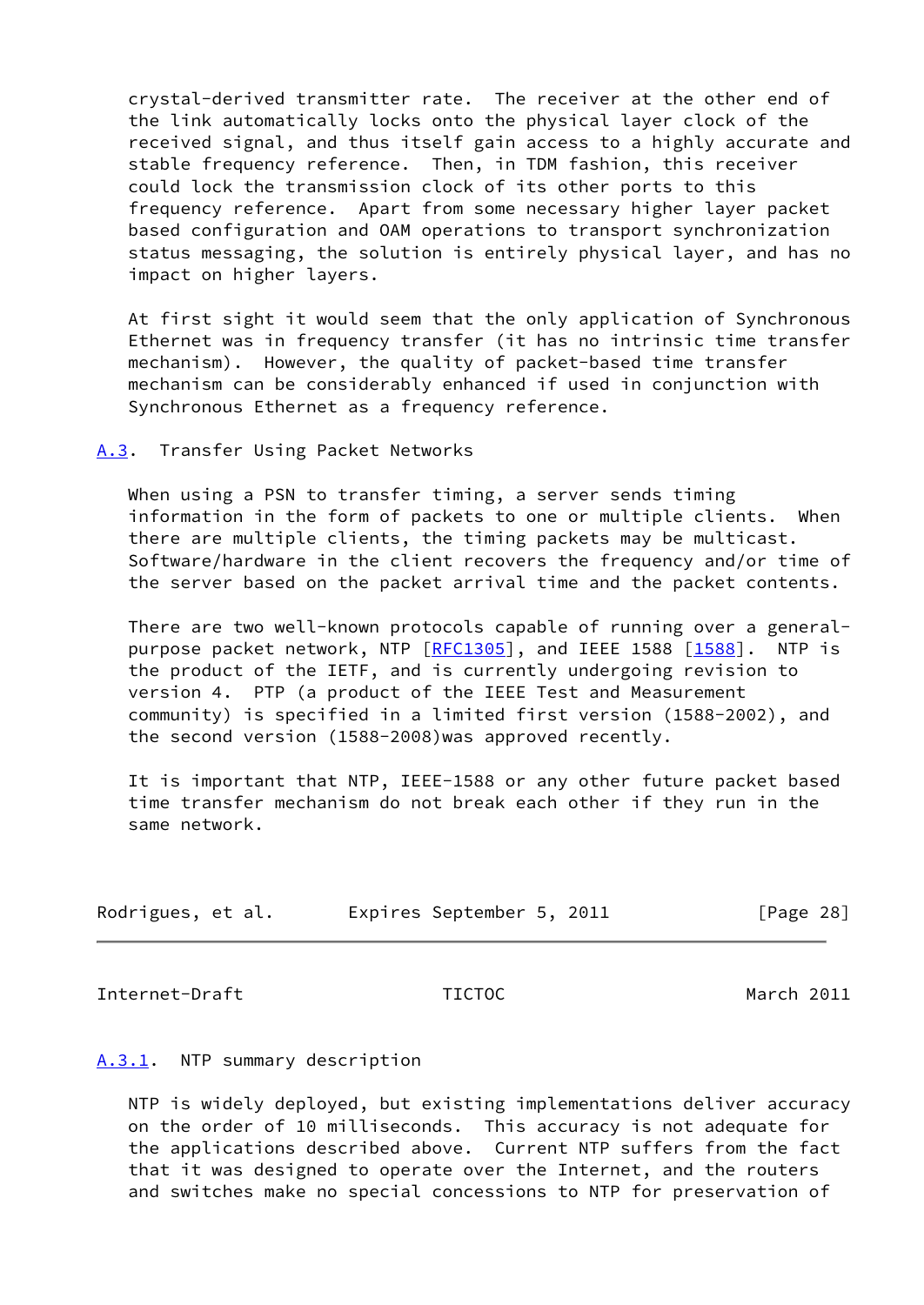crystal-derived transmitter rate. The receiver at the other end of the link automatically locks onto the physical layer clock of the received signal, and thus itself gain access to a highly accurate and stable frequency reference. Then, in TDM fashion, this receiver could lock the transmission clock of its other ports to this frequency reference. Apart from some necessary higher layer packet based configuration and OAM operations to transport synchronization status messaging, the solution is entirely physical layer, and has no impact on higher layers.

At first sight it would seem that the only application of Synchronous Ethernet was in frequency transfer (it has no intrinsic time transfer mechanism). However, the quality of packet-based time transfer mechanism can be considerably enhanced if used in conjunction with Synchronous Ethernet as a frequency reference.

### A.3. Transfer Using Packet Networks

When using a PSN to transfer timing, a server sends timing information in the form of packets to one or multiple clients. When there are multiple clients, the timing packets may be multicast. Software/hardware in the client recovers the frequency and/or time of the server based on the packet arrival time and the packet contents.

There are two well-known protocols capable of running over a general-purpose packet network, NTP [RFC1305], and IEEE 1588 [1588]. NTP is the product of the IETF, and is currently undergoing revision to version 4. PTP (a product of the IEEE Test and Measurement community) is specified in a limited first version (1588-2002), and the second version (1588-2008)was approved recently.

It is important that NTP, IEEE-1588 or any other future packet based time transfer mechanism do not break each other if they run in the same network.

#### A.3.1. NTP summary description

NTP is widely deployed, but existing implementations deliver accuracy on the order of 10 milliseconds. This accuracy is not adequate for the applications described above. Current NTP suffers from the fact that it was designed to operate over the Internet, and the routers and switches make no special concessions to NTP for preservation of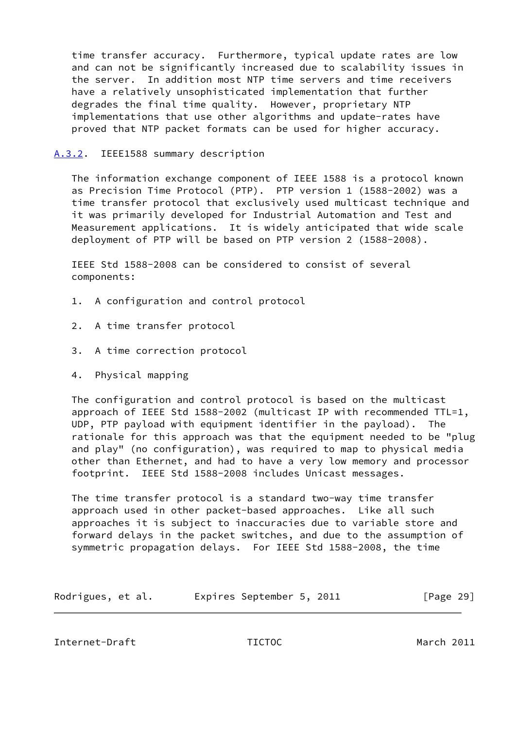time transfer accuracy. Furthermore, typical update rates are low and can not be significantly increased due to scalability issues in the server. In addition most NTP time servers and time receivers have a relatively unsophisticated implementation that further degrades the final time quality. However, proprietary NTP implementations that use other algorithms and update-rates have proved that NTP packet formats can be used for higher accuracy.

### A.3.2. IEEE1588 summary description

The information exchange component of IEEE 1588 is a protocol known as Precision Time Protocol (PTP). PTP version 1 (1588-2002) was a time transfer protocol that exclusively used multicast technique and it was primarily developed for Industrial Automation and Test and Measurement applications. It is widely anticipated that wide scale deployment of PTP will be based on PTP version 2 (1588-2008).

IEEE Std 1588-2008 can be considered to consist of several components:

1. A configuration and control protocol

2. A time transfer protocol

3. A time correction protocol

4. Physical mapping

The configuration and control protocol is based on the multicast approach of IEEE Std 1588-2002 (multicast IP with recommended TTL=1, UDP, PTP payload with equipment identifier in the payload). The rationale for this approach was that the equipment needed to be "plug and play" (no configuration), was required to map to physical media other than Ethernet, and had to have a very low memory and processor footprint. IEEE Std 1588-2008 includes Unicast messages.

The time transfer protocol is a standard two-way time transfer approach used in other packet-based approaches. Like all such approaches it is subject to inaccuracies due to variable store and forward delays in the packet switches, and due to the assumption of symmetric propagation delays. For IEEE Std 1588-2008, the time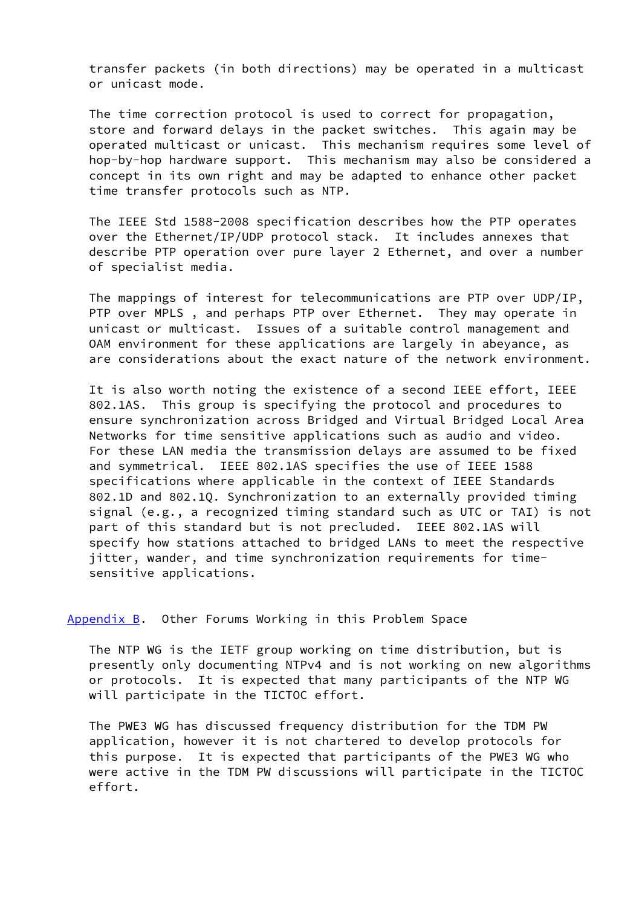transfer packets (in both directions) may be operated in a multicast or unicast mode.

The time correction protocol is used to correct for propagation, store and forward delays in the packet switches. This again may be operated multicast or unicast. This mechanism requires some level of hop-by-hop hardware support. This mechanism may also be considered a concept in its own right and may be adapted to enhance other packet time transfer protocols such as NTP.

The IEEE Std 1588-2008 specification describes how the PTP operates over the Ethernet/IP/UDP protocol stack. It includes annexes that describe PTP operation over pure layer 2 Ethernet, and over a number of specialist media.

The mappings of interest for telecommunications are PTP over UDP/IP, PTP over MPLS , and perhaps PTP over Ethernet. They may operate in unicast or multicast. Issues of a suitable control management and OAM environment for these applications are largely in abeyance, as are considerations about the exact nature of the network environment.

It is also worth noting the existence of a second IEEE effort, IEEE 802.1AS. This group is specifying the protocol and procedures to ensure synchronization across Bridged and Virtual Bridged Local Area Networks for time sensitive applications such as audio and video. For these LAN media the transmission delays are assumed to be fixed and symmetrical. IEEE 802.1AS specifies the use of IEEE 1588 specifications where applicable in the context of IEEE Standards 802.1D and 802.1Q. Synchronization to an externally provided timing signal (e.g., a recognized timing standard such as UTC or TAI) is not part of this standard but is not precluded. IEEE 802.1AS will specify how stations attached to bridged LANs to meet the respective jitter, wander, and time synchronization requirements for time-sensitive applications.

## Appendix B. Other Forums Working in this Problem Space

The NTP WG is the IETF group working on time distribution, but is presently only documenting NTPv4 and is not working on new algorithms or protocols. It is expected that many participants of the NTP WG will participate in the TICTOC effort.

The PWE3 WG has discussed frequency distribution for the TDM PW application, however it is not chartered to develop protocols for this purpose. It is expected that participants of the PWE3 WG who were active in the TDM PW discussions will participate in the TICTOC effort.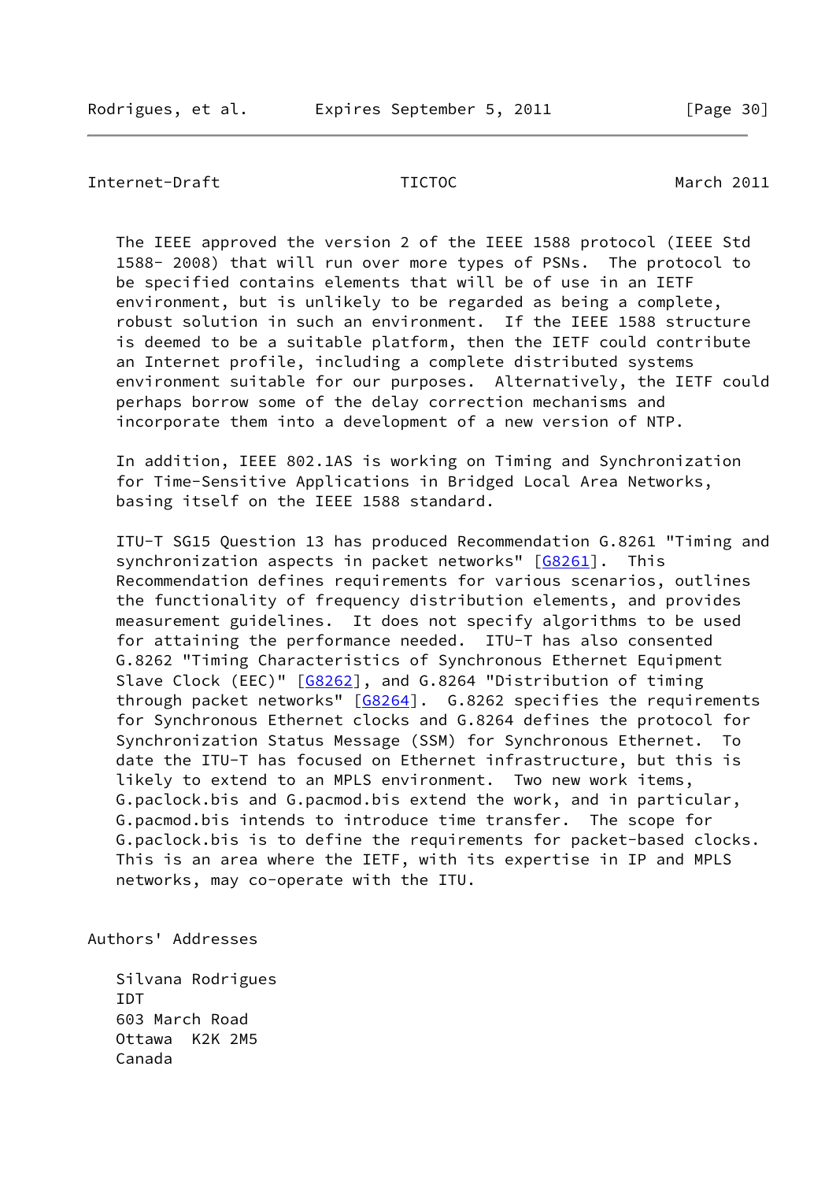The IEEE approved the version 2 of the IEEE 1588 protocol (IEEE Std 1588- 2008) that will run over more types of PSNs. The protocol to be specified contains elements that will be of use in an IETF environment, but is unlikely to be regarded as being a complete, robust solution in such an environment. If the IEEE 1588 structure is deemed to be a suitable platform, then the IETF could contribute an Internet profile, including a complete distributed systems environment suitable for our purposes. Alternatively, the IETF could perhaps borrow some of the delay correction mechanisms and incorporate them into a development of a new version of NTP.

In addition, IEEE 802.1AS is working on Timing and Synchronization for Time-Sensitive Applications in Bridged Local Area Networks, basing itself on the IEEE 1588 standard.

ITU-T SG15 Question 13 has produced Recommendation G.8261 "Timing and synchronization aspects in packet networks" [G8261]. This Recommendation defines requirements for various scenarios, outlines the functionality of frequency distribution elements, and provides measurement guidelines. It does not specify algorithms to be used for attaining the performance needed. ITU-T has also consented G.8262 "Timing Characteristics of Synchronous Ethernet Equipment Slave Clock (EEC)" [G8262], and G.8264 "Distribution of timing through packet networks" [G8264]. G.8262 specifies the requirements for Synchronous Ethernet clocks and G.8264 defines the protocol for Synchronization Status Message (SSM) for Synchronous Ethernet. To date the ITU-T has focused on Ethernet infrastructure, but this is likely to extend to an MPLS environment. Two new work items, G.paclock.bis and G.pacmod.bis extend the work, and in particular, G.pacmod.bis intends to introduce time transfer. The scope for G.paclock.bis is to define the requirements for packet-based clocks. This is an area where the IETF, with its expertise in IP and MPLS networks, may co-operate with the ITU.

## Authors' Addresses

Silvana Rodrigues
IDT
603 March Road
Ottawa K2K 2M5
Canada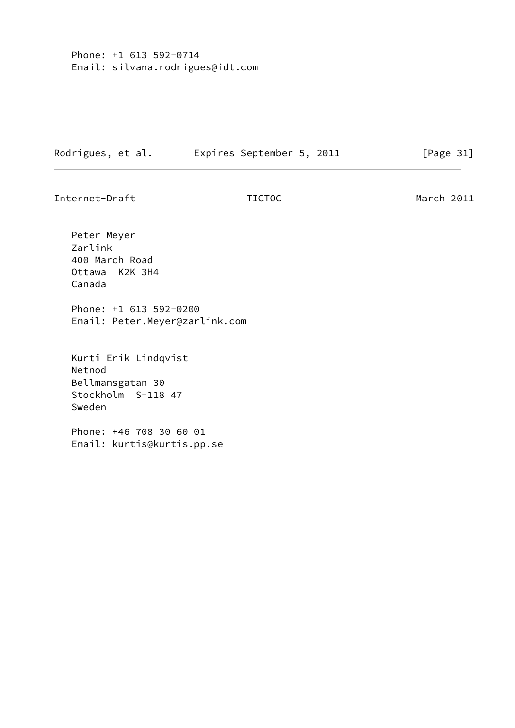Phone: +1 613 592-0714
Email: silvana.rodrigues@idt.com

Peter Meyer
Zarlink
400 March Road
Ottawa  K2K 3H4
Canada

Phone: +1 613 592-0200
Email: Peter.Meyer@zarlink.com

Kurti Erik Lindqvist
Netnod
Bellmansgatan 30
Stockholm  S-118 47
Sweden

Phone: +46 708 30 60 01
Email: kurtis@kurtis.pp.se